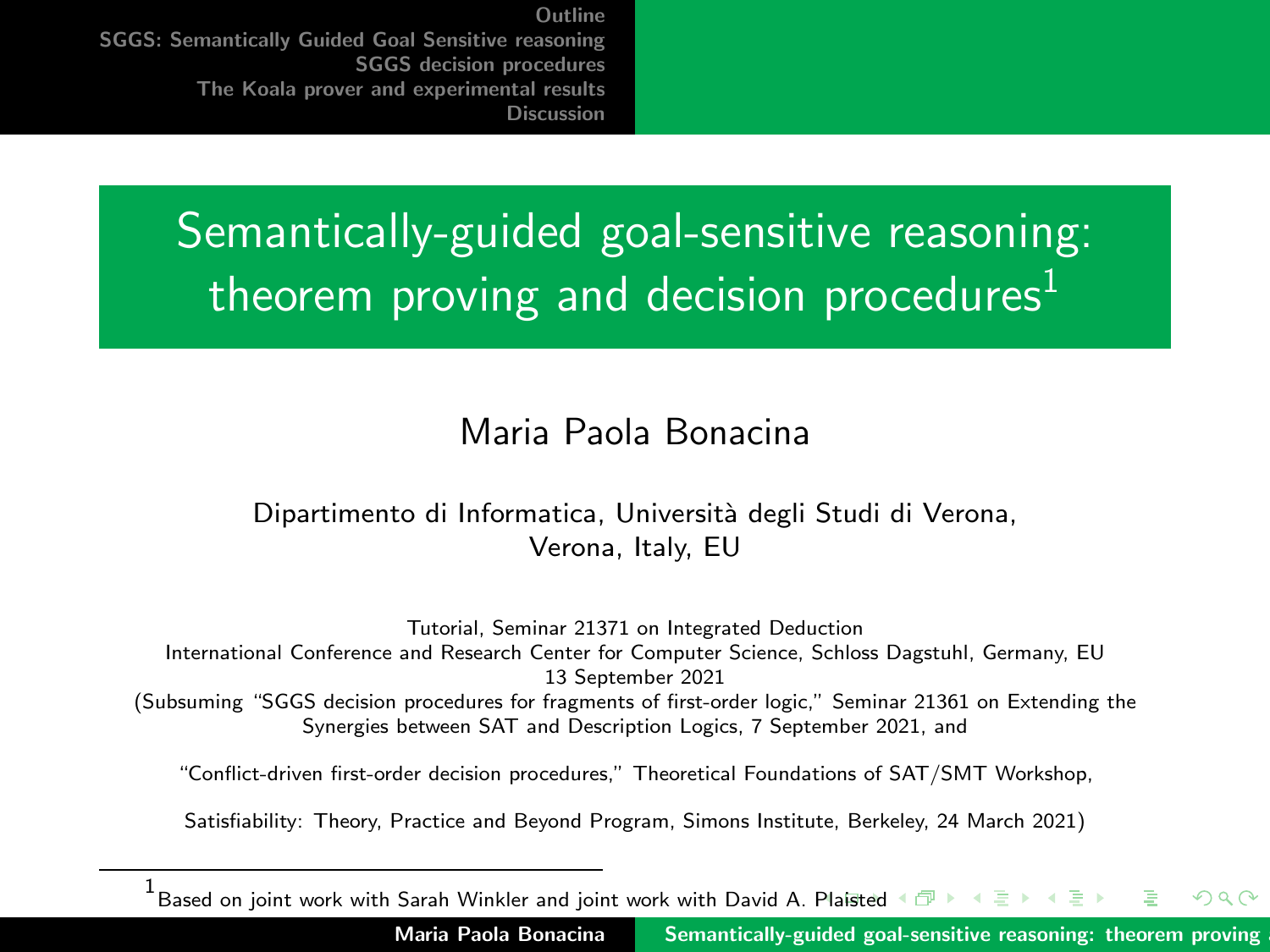# Semantically-guided goal-sensitive reasoning: theorem proving and decision procedures[1]

Maria Paola Bonacina

Dipartimento di Informatica, Università degli Studi di Verona,
Verona, Italy, EU

Tutorial, Seminar 21371 on Integrated Deduction
International Conference and Research Center for Computer Science, Schloss Dagstuhl, Germany, EU
13 September 2021
(Subsuming "SGGS decision procedures for fragments of first-order logic," Seminar 21361 on Extending the Synergies between SAT and Description Logics, 7 September 2021, and

"Conflict-driven first-order decision procedures," Theoretical Foundations of SAT/SMT Workshop,

Satisfiability: Theory, Practice and Beyond Program, Simons Institute, Berkeley, 24 March 2021)

[1] Based on joint work with Sarah Winkler and joint work with David A. Plaisted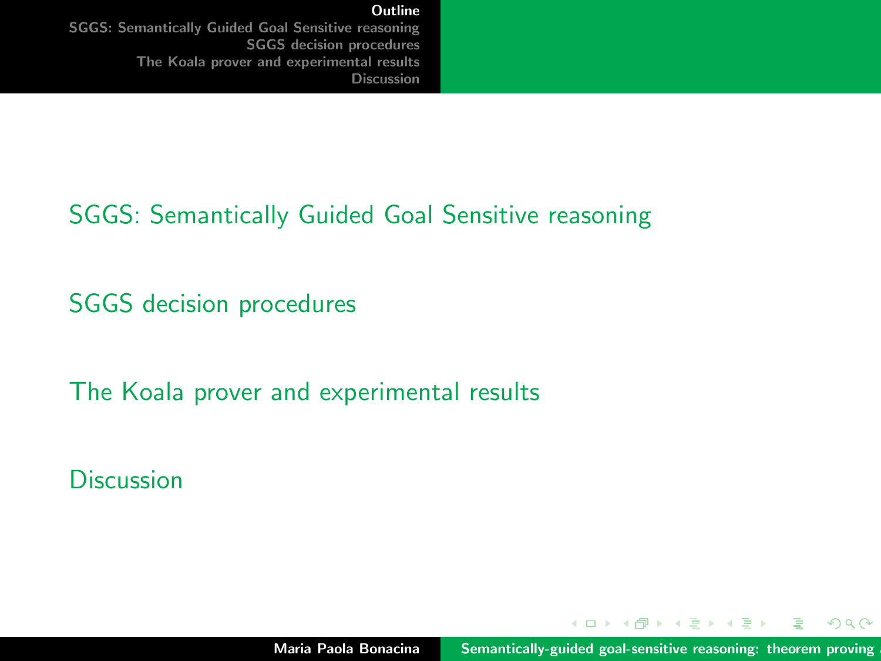# Outline

- SGGS: Semantically Guided Goal Sensitive reasoning
- SGGS decision procedures
- The Koala prover and experimental results
- Discussion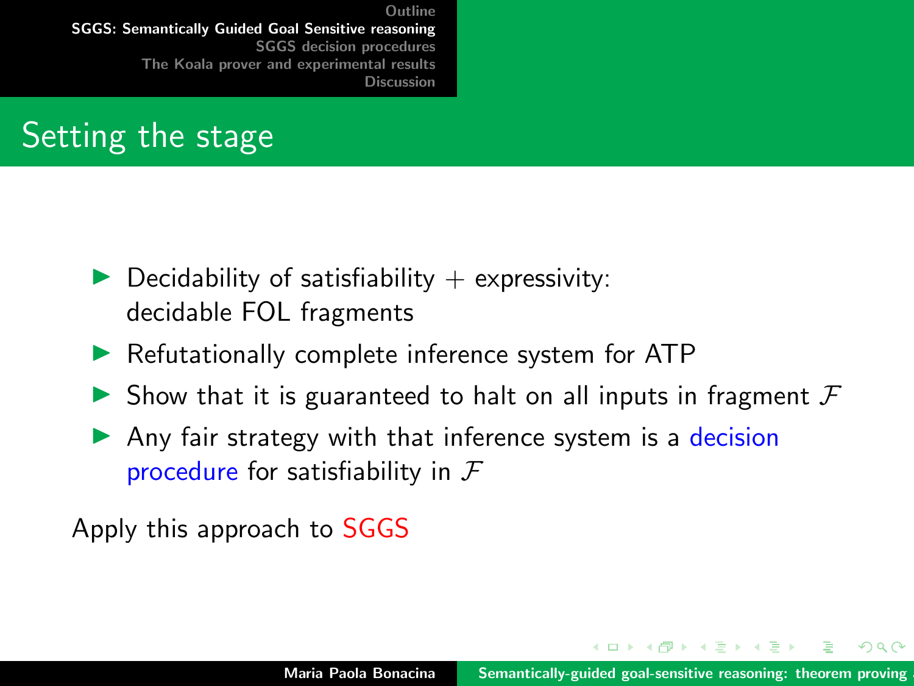## Setting the stage

- Decidability of satisfiability + expressivity: decidable FOL fragments
- Refutationally complete inference system for ATP
- Show that it is guaranteed to halt on all inputs in fragment $\mathcal{F}$
- Any fair strategy with that inference system is a decision procedure for satisfiability in $\mathcal{F}$

Apply this approach to SGGS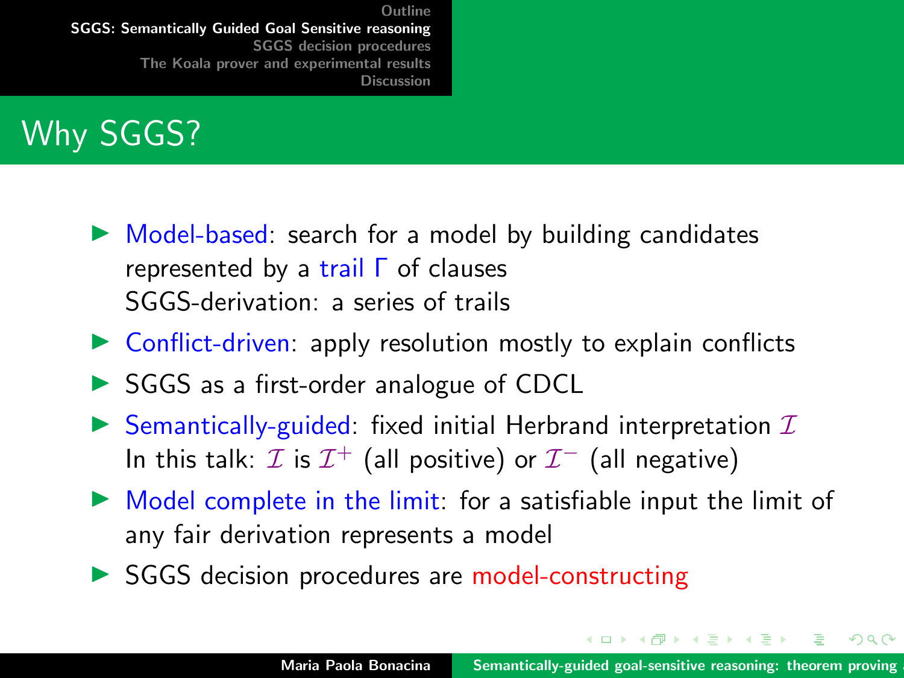# Why SGGS?

- Model-based: search for a model by building candidates represented by a trail $\Gamma$ of clauses
  SGGS-derivation: a series of trails
- Conflict-driven: apply resolution mostly to explain conflicts
- SGGS as a first-order analogue of CDCL
- Semantically-guided: fixed initial Herbrand interpretation $\mathcal{I}$
  In this talk: $\mathcal{I}$ is $\mathcal{I}^+$ (all positive) or $\mathcal{I}^-$ (all negative)
- Model complete in the limit: for a satisfiable input the limit of any fair derivation represents a model
- SGGS decision procedures are model-constructing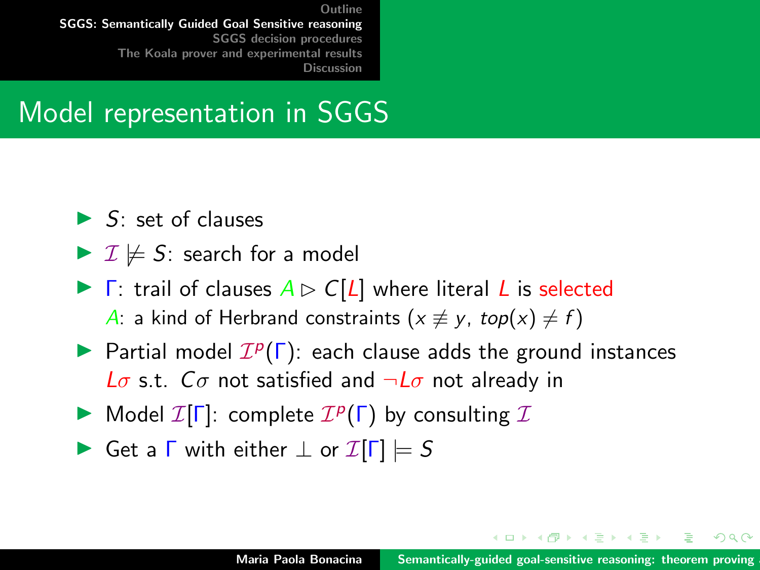# Model representation in SGGS

- $S$: set of clauses
- $\mathcal{I} \not\models S$: search for a model
- $\Gamma$: trail of clauses $A \rhd C[L]$ where literal $L$ is selected
  $A$: a kind of Herbrand constraints ($x \not\equiv y$, $top(x) \neq f$)
- Partial model $\mathcal{I}^p(\Gamma)$: each clause adds the ground instances $L\sigma$ s.t. $C\sigma$ not satisfied and $\neg L\sigma$ not already in
- Model $\mathcal{I}[\Gamma]$: complete $\mathcal{I}^p(\Gamma)$ by consulting $\mathcal{I}$
- Get a $\Gamma$ with either $\bot$ or $\mathcal{I}[\Gamma] \models S$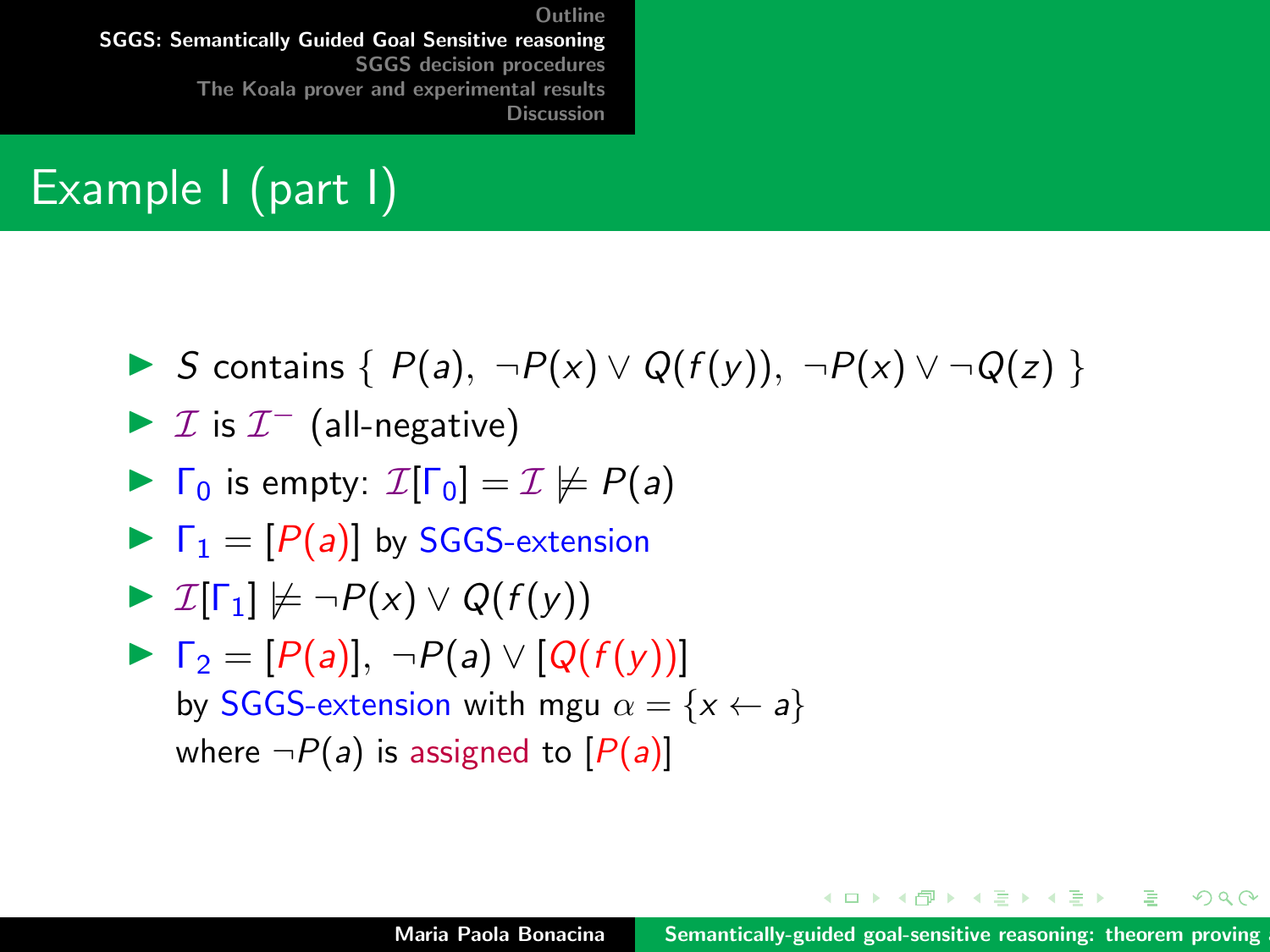# Example I (part I)

- $S$ contains $\{ \ P(a), \ \neg P(x) \vee Q(f(y)), \ \neg P(x) \vee \neg Q(z) \ \}$
- $\mathcal{I}$ is $\mathcal{I}^-$ (all-negative)
- $\Gamma_0$ is empty: $\mathcal{I}[\Gamma_0] = \mathcal{I} \not\models P(a)$
- $\Gamma_1 = [P(a)]$ by SGGS-extension
- $\mathcal{I}[\Gamma_1] \not\models \neg P(x) \vee Q(f(y))$
- $\Gamma_2 = [P(a)], \ \neg P(a) \vee [Q(f(y))]$
  by SGGS-extension with mgu $\alpha = \{x \leftarrow a\}$
  where $\neg P(a)$ is assigned to $[P(a)]$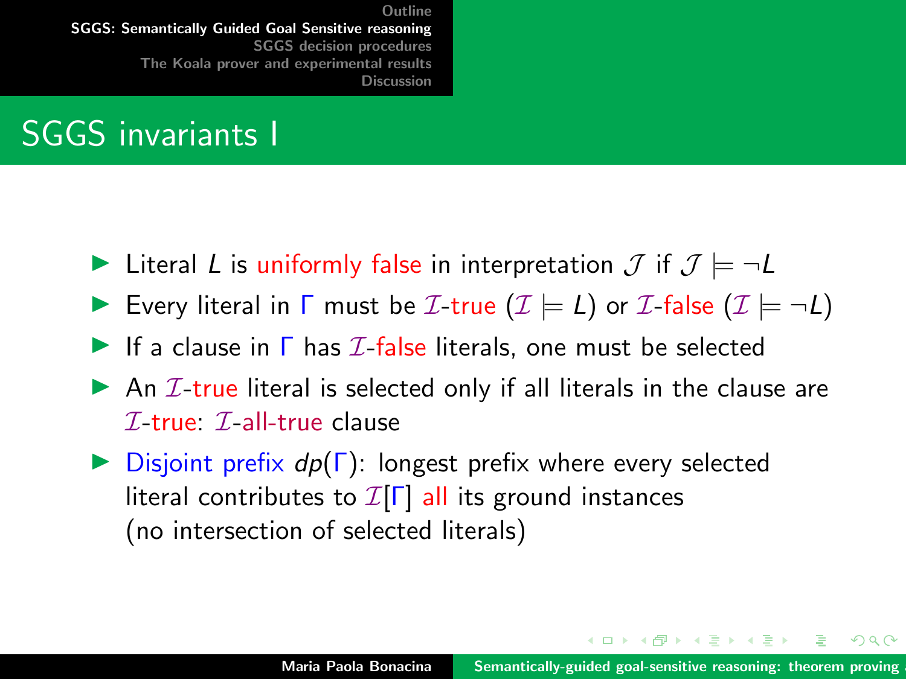# SGGS invariants I

- Literal $L$ is uniformly false in interpretation $\mathcal{J}$ if $\mathcal{J} \models \neg L$
- Every literal in $\Gamma$ must be $\mathcal{I}$-true ($\mathcal{I} \models L$) or $\mathcal{I}$-false ($\mathcal{I} \models \neg L$)
- If a clause in $\Gamma$ has $\mathcal{I}$-false literals, one must be selected
- An $\mathcal{I}$-true literal is selected only if all literals in the clause are $\mathcal{I}$-true: $\mathcal{I}$-all-true clause
- Disjoint prefix $dp(\Gamma)$: longest prefix where every selected literal contributes to $\mathcal{I}[\Gamma]$ all its ground instances (no intersection of selected literals)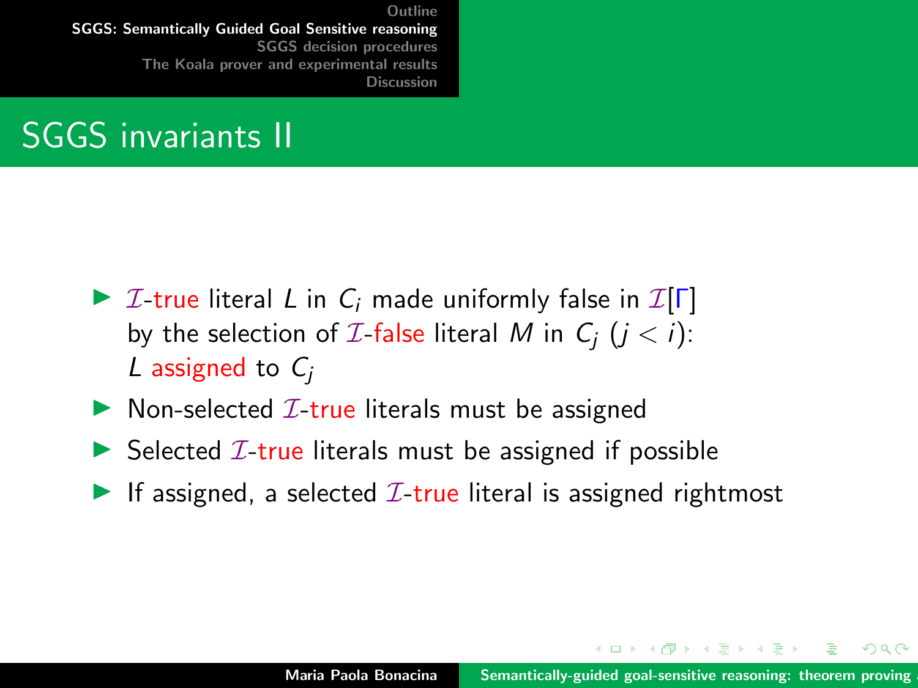# SGGS invariants II

- $\mathcal{I}$-true literal $L$ in $C_i$ made uniformly false in $\mathcal{I}[\Gamma]$ by the selection of $\mathcal{I}$-false literal $M$ in $C_j$ ($j < i$): $L$ assigned to $C_j$
- Non-selected $\mathcal{I}$-true literals must be assigned
- Selected $\mathcal{I}$-true literals must be assigned if possible
- If assigned, a selected $\mathcal{I}$-true literal is assigned rightmost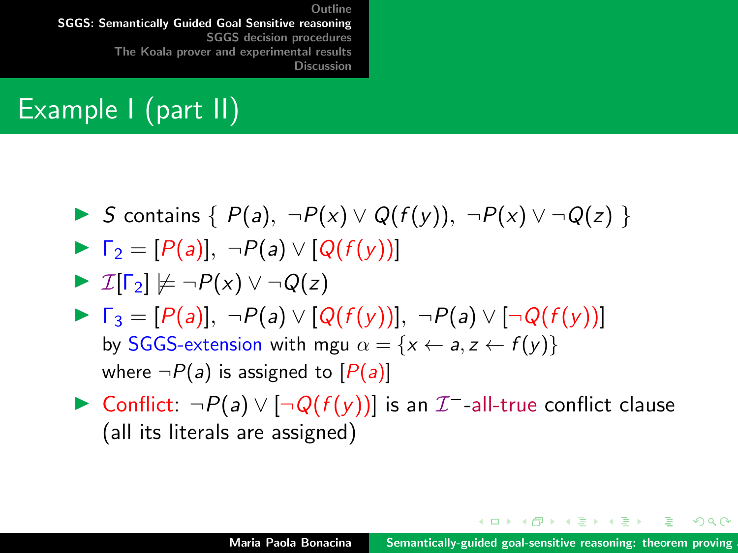## Example I (part II)

- $S$ contains $\{\ P(a),\ \neg P(x) \vee Q(f(y)),\ \neg P(x) \vee \neg Q(z)\ \}$
- $\Gamma_2 = [P(a)],\ \neg P(a) \vee [Q(f(y))]$
- $\mathcal{I}[\Gamma_2] \not\models \neg P(x) \vee \neg Q(z)$
- $\Gamma_3 = [P(a)],\ \neg P(a) \vee [Q(f(y))],\ \neg P(a) \vee [\neg Q(f(y))]$
  by SGGS-extension with mgu $\alpha = \{x \leftarrow a, z \leftarrow f(y)\}$
  where $\neg P(a)$ is assigned to $[P(a)]$
- Conflict: $\neg P(a) \vee [\neg Q(f(y))]$ is an $\mathcal{I}^-$-all-true conflict clause (all its literals are assigned)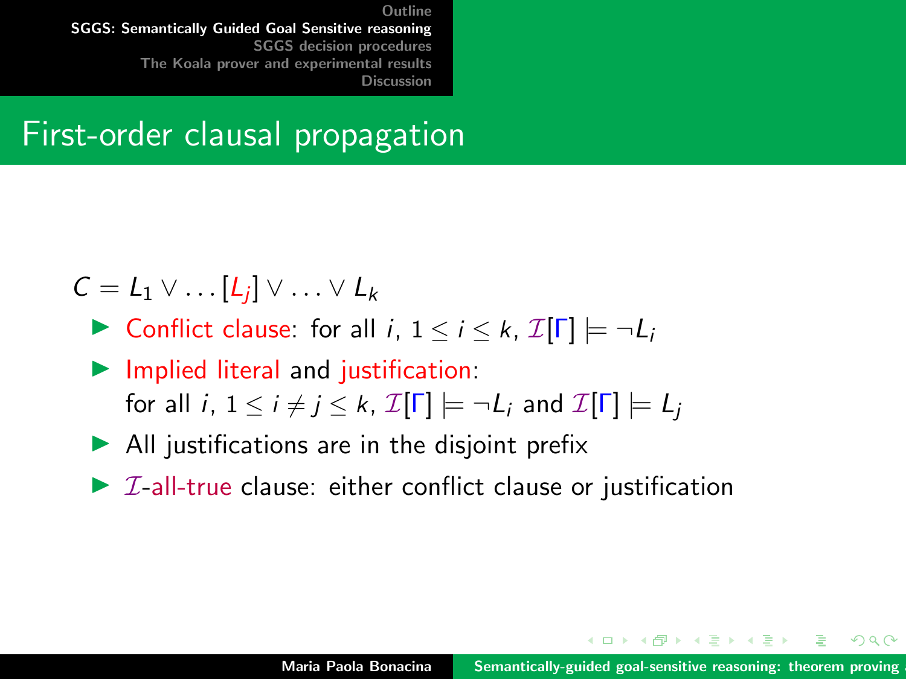# First-order clausal propagation

$C = L_1 \vee \ldots [L_j] \vee \ldots \vee L_k$

- Conflict clause: for all $i$, $1 \leq i \leq k$, $\mathcal{I}[\Gamma] \models \neg L_i$
- Implied literal and justification:
  for all $i$, $1 \leq i \neq j \leq k$, $\mathcal{I}[\Gamma] \models \neg L_i$ and $\mathcal{I}[\Gamma] \models L_j$
- All justifications are in the disjoint prefix
- $\mathcal{I}$-all-true clause: either conflict clause or justification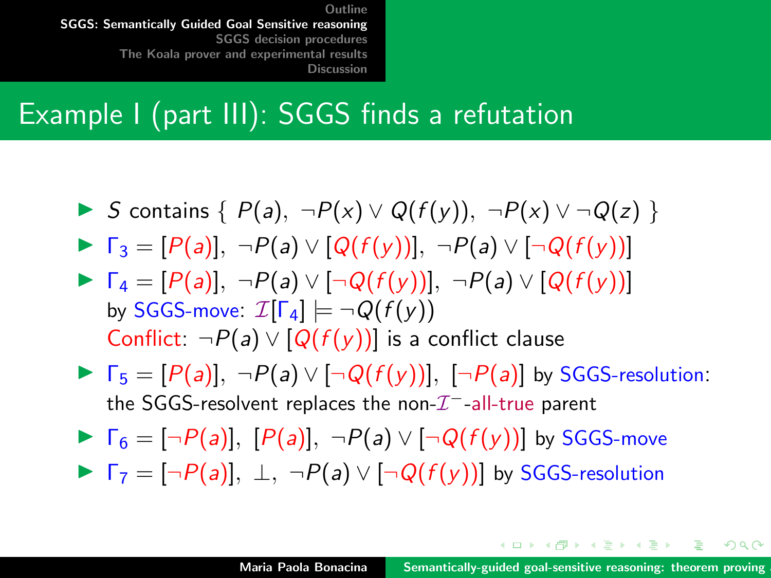# Example I (part III): SGGS finds a refutation

- $S$ contains $\{\ P(a),\ \neg P(x) \vee Q(f(y)),\ \neg P(x) \vee \neg Q(z)\ \}$
- $\Gamma_3 = [P(a)],\ \neg P(a) \vee [Q(f(y))],\ \neg P(a) \vee [\neg Q(f(y))]$
- $\Gamma_4 = [P(a)],\ \neg P(a) \vee [\neg Q(f(y))],\ \neg P(a) \vee [Q(f(y))]$
  by SGGS-move: $\mathcal{I}[\Gamma_4] \models \neg Q(f(y))$
  Conflict: $\neg P(a) \vee [Q(f(y))]$ is a conflict clause
- $\Gamma_5 = [P(a)],\ \neg P(a) \vee [\neg Q(f(y))],\ [\neg P(a)]$ by SGGS-resolution:
  the SGGS-resolvent replaces the non-$\mathcal{I}^-$-all-true parent
- $\Gamma_6 = [\neg P(a)],\ [P(a)],\ \neg P(a) \vee [\neg Q(f(y))]$ by SGGS-move
- $\Gamma_7 = [\neg P(a)],\ \bot,\ \neg P(a) \vee [\neg Q(f(y))]$ by SGGS-resolution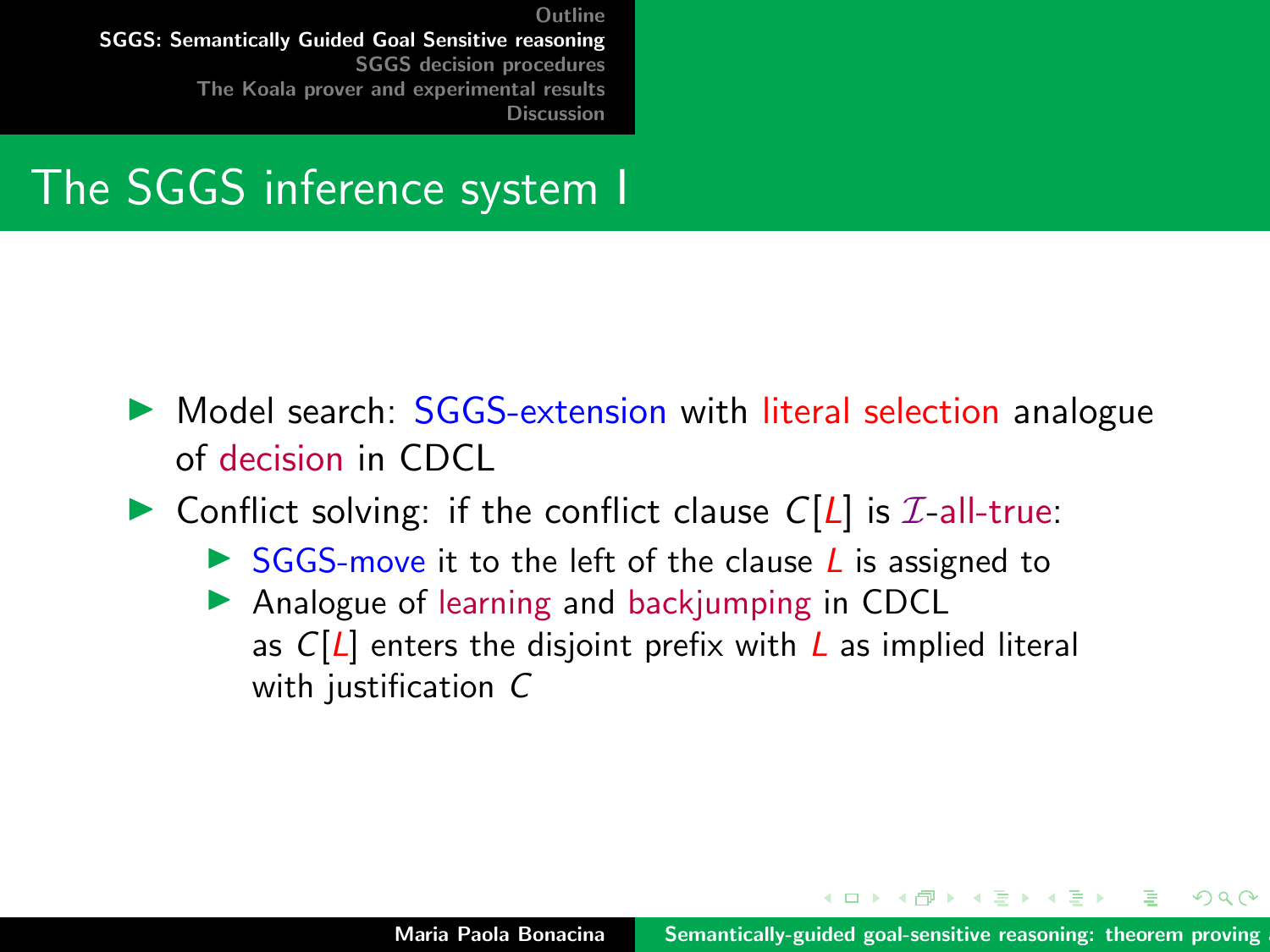# The SGGS inference system I

- Model search: SGGS-extension with literal selection analogue of decision in CDCL
- Conflict solving: if the conflict clause $C[L]$ is $\mathcal{I}$-all-true:
  - SGGS-move it to the left of the clause $L$ is assigned to
  - Analogue of learning and backjumping in CDCL as $C[L]$ enters the disjoint prefix with $L$ as implied literal with justification $C$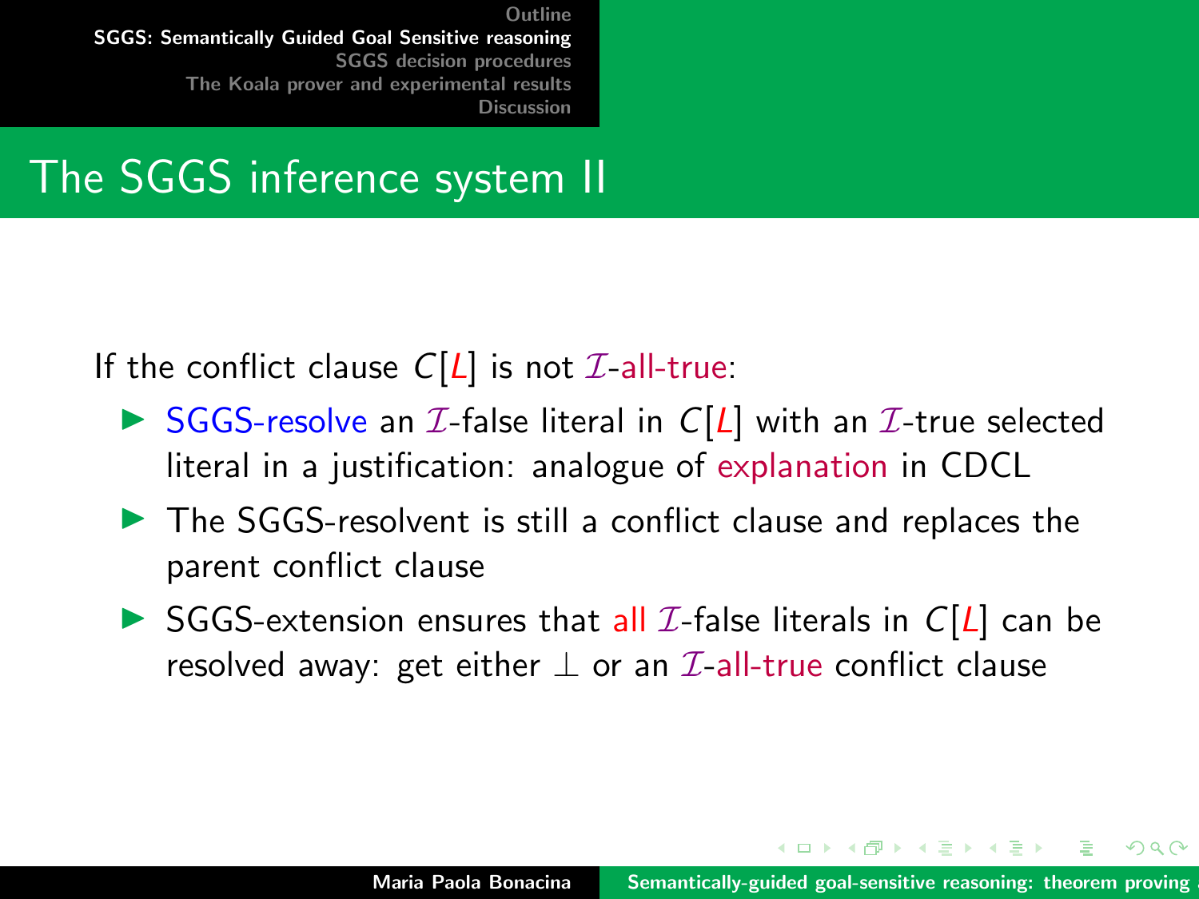## The SGGS inference system II

If the conflict clause $C[L]$ is not $\mathcal{I}$-all-true:

- SGGS-resolve an $\mathcal{I}$-false literal in $C[L]$ with an $\mathcal{I}$-true selected literal in a justification: analogue of explanation in CDCL
- The SGGS-resolvent is still a conflict clause and replaces the parent conflict clause
- SGGS-extension ensures that all $\mathcal{I}$-false literals in $C[L]$ can be resolved away: get either $\perp$ or an $\mathcal{I}$-all-true conflict clause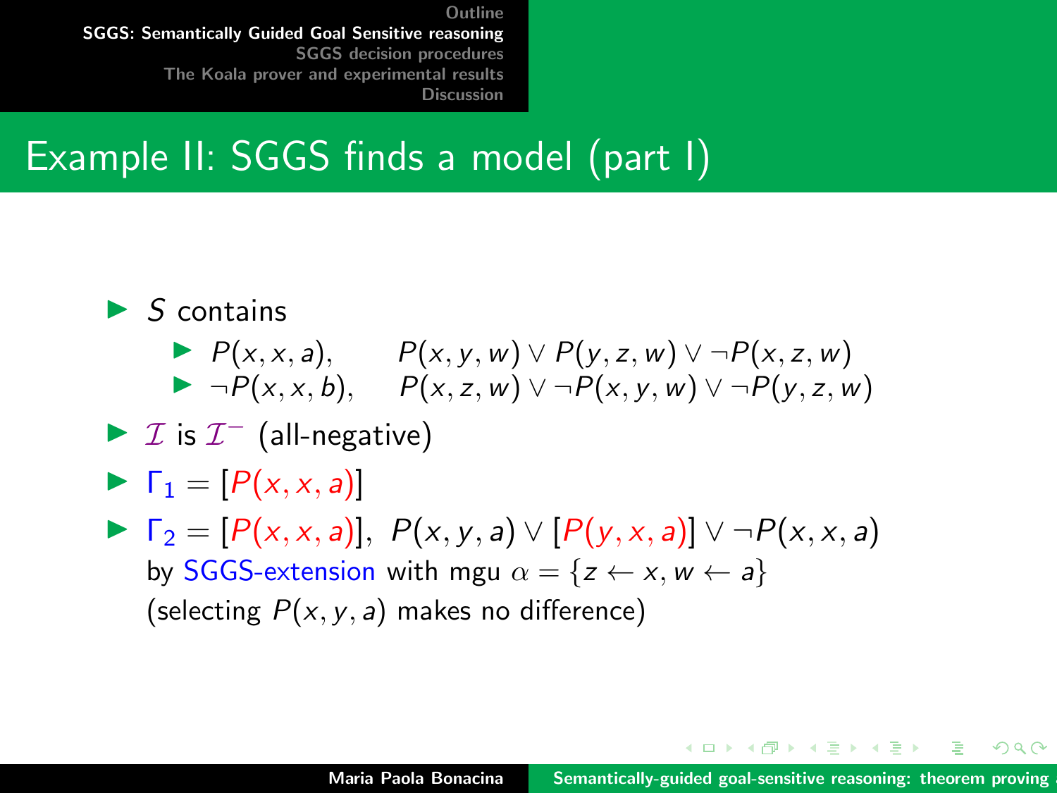# Example II: SGGS finds a model (part I)

- $S$ contains
  - $P(x,x,a)$, $\quad P(x,y,w) \vee P(y,z,w) \vee \neg P(x,z,w)$
  - $\neg P(x,x,b)$, $\quad P(x,z,w) \vee \neg P(x,y,w) \vee \neg P(y,z,w)$
- $\mathcal{I}$ is $\mathcal{I}^-$ (all-negative)
- $\Gamma_1 = [P(x,x,a)]$
- $\Gamma_2 = [P(x,x,a)],\ P(x,y,a) \vee [P(y,x,a)] \vee \neg P(x,x,a)$
  by SGGS-extension with mgu $\alpha = \{z \leftarrow x, w \leftarrow a\}$
  (selecting $P(x,y,a)$ makes no difference)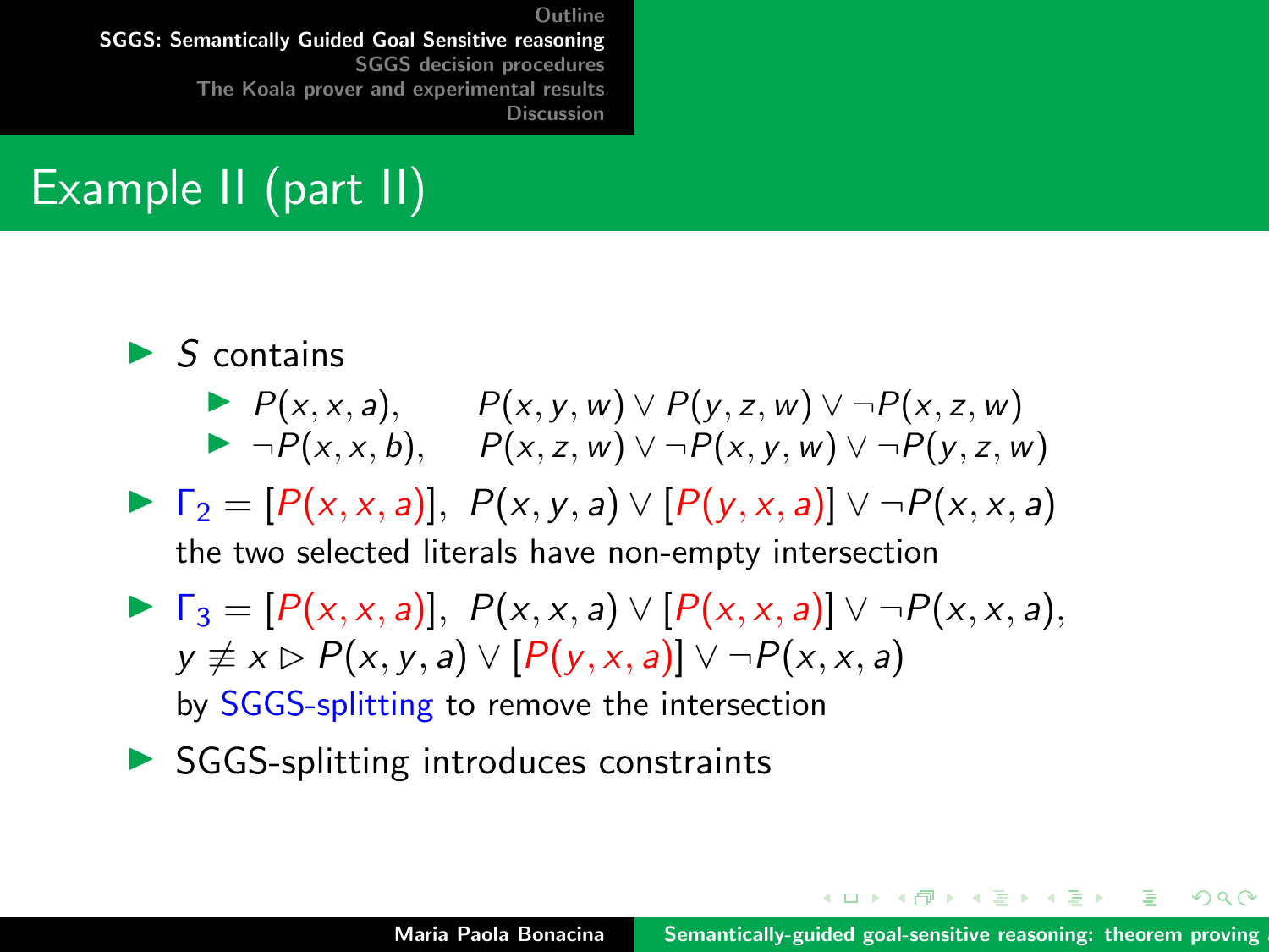## Example II (part II)

- $S$ contains
  - $P(x,x,a)$, $\quad P(x,y,w) \vee P(y,z,w) \vee \neg P(x,z,w)$
  - $\neg P(x,x,b)$, $\quad P(x,z,w) \vee \neg P(x,y,w) \vee \neg P(y,z,w)$
- $\Gamma_2 = [P(x,x,a)],\ P(x,y,a) \vee [P(y,x,a)] \vee \neg P(x,x,a)$
  the two selected literals have non-empty intersection
- $\Gamma_3 = [P(x,x,a)],\ P(x,x,a) \vee [P(x,x,a)] \vee \neg P(x,x,a)$,
  $y \not\equiv x \rhd P(x,y,a) \vee [P(y,x,a)] \vee \neg P(x,x,a)$
  by SGGS-splitting to remove the intersection
- SGGS-splitting introduces constraints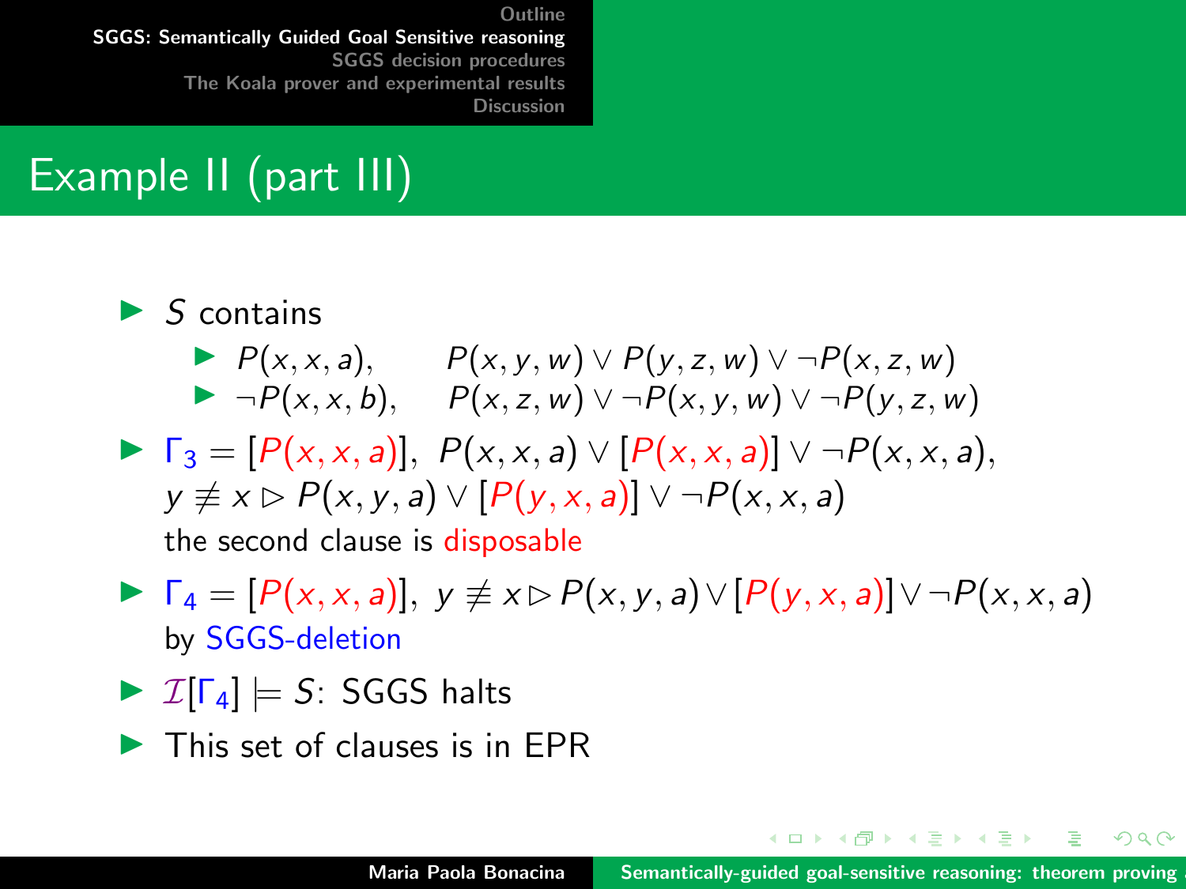# Example II (part III)

- $S$ contains
  - $P(x, x, a)$, $\quad P(x, y, w) \vee P(y, z, w) \vee \neg P(x, z, w)$
  - $\neg P(x, x, b)$, $\quad P(x, z, w) \vee \neg P(x, y, w) \vee \neg P(y, z, w)$
- $\Gamma_3 = [P(x, x, a)],\ P(x, x, a) \vee [P(x, x, a)] \vee \neg P(x, x, a),$
  $y \not\equiv x \rhd P(x, y, a) \vee [P(y, x, a)] \vee \neg P(x, x, a)$
  the second clause is disposable
- $\Gamma_4 = [P(x, x, a)],\ y \not\equiv x \rhd P(x, y, a) \vee [P(y, x, a)] \vee \neg P(x, x, a)$
  by SGGS-deletion
- $\mathcal{I}[\Gamma_4] \models S$: SGGS halts
- This set of clauses is in EPR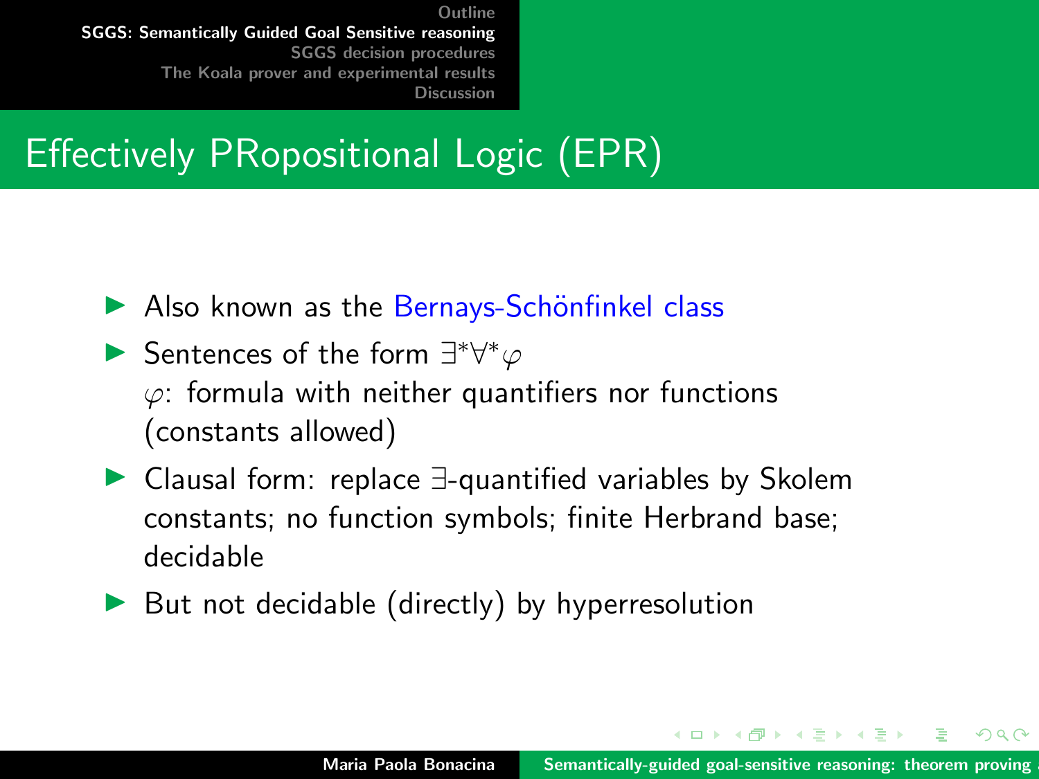# Effectively PRopositional Logic (EPR)

- Also known as the Bernays-Schönfinkel class
- Sentences of the form $\exists^*\forall^*\varphi$
  $\varphi$: formula with neither quantifiers nor functions (constants allowed)
- Clausal form: replace $\exists$-quantified variables by Skolem constants; no function symbols; finite Herbrand base; decidable
- But not decidable (directly) by hyperresolution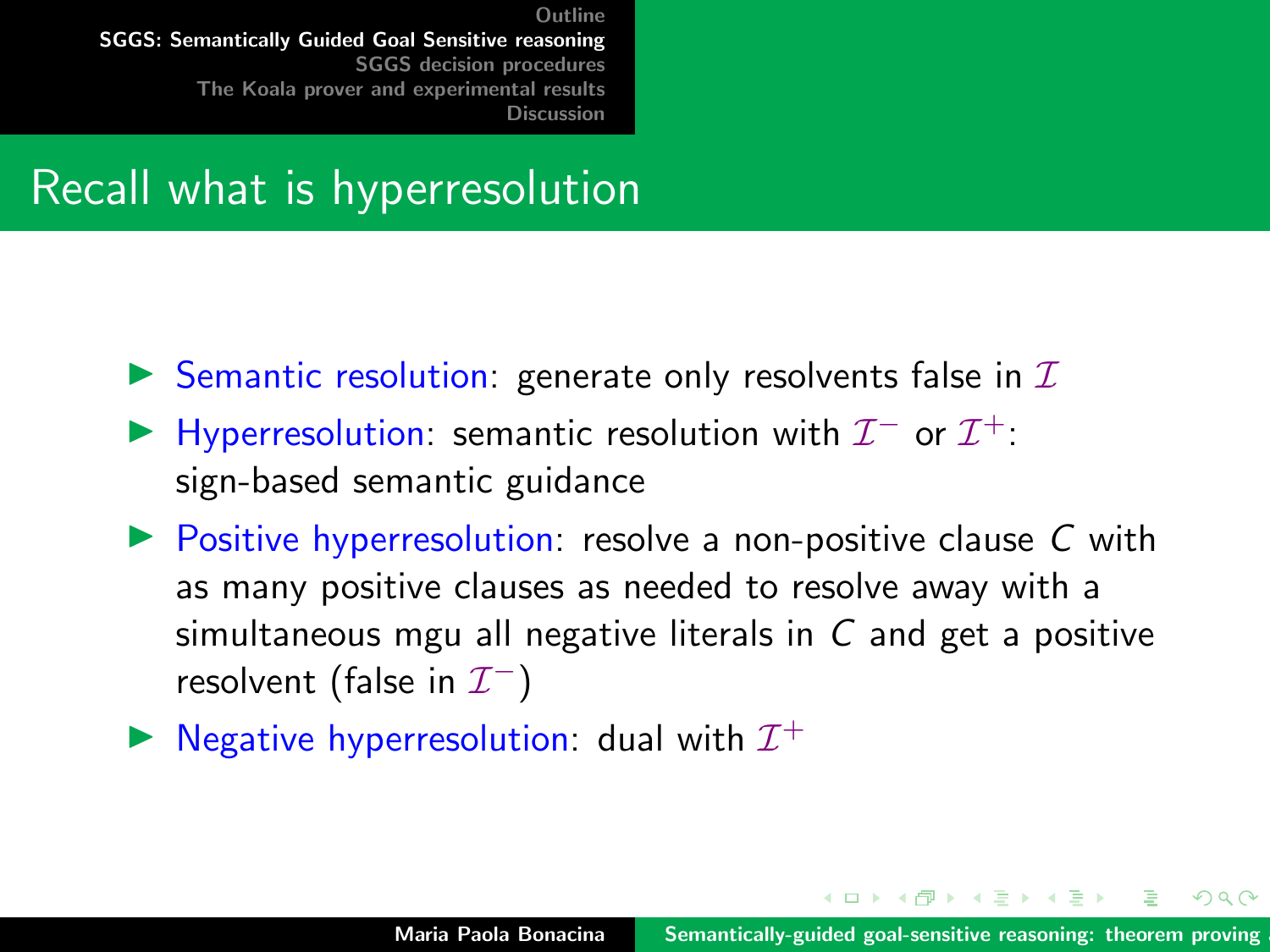# Recall what is hyperresolution

- Semantic resolution: generate only resolvents false in $\mathcal{I}$
- Hyperresolution: semantic resolution with $\mathcal{I}^-$ or $\mathcal{I}^+$: sign-based semantic guidance
- Positive hyperresolution: resolve a non-positive clause $C$ with as many positive clauses as needed to resolve away with a simultaneous mgu all negative literals in $C$ and get a positive resolvent (false in $\mathcal{I}^-$)
- Negative hyperresolution: dual with $\mathcal{I}^+$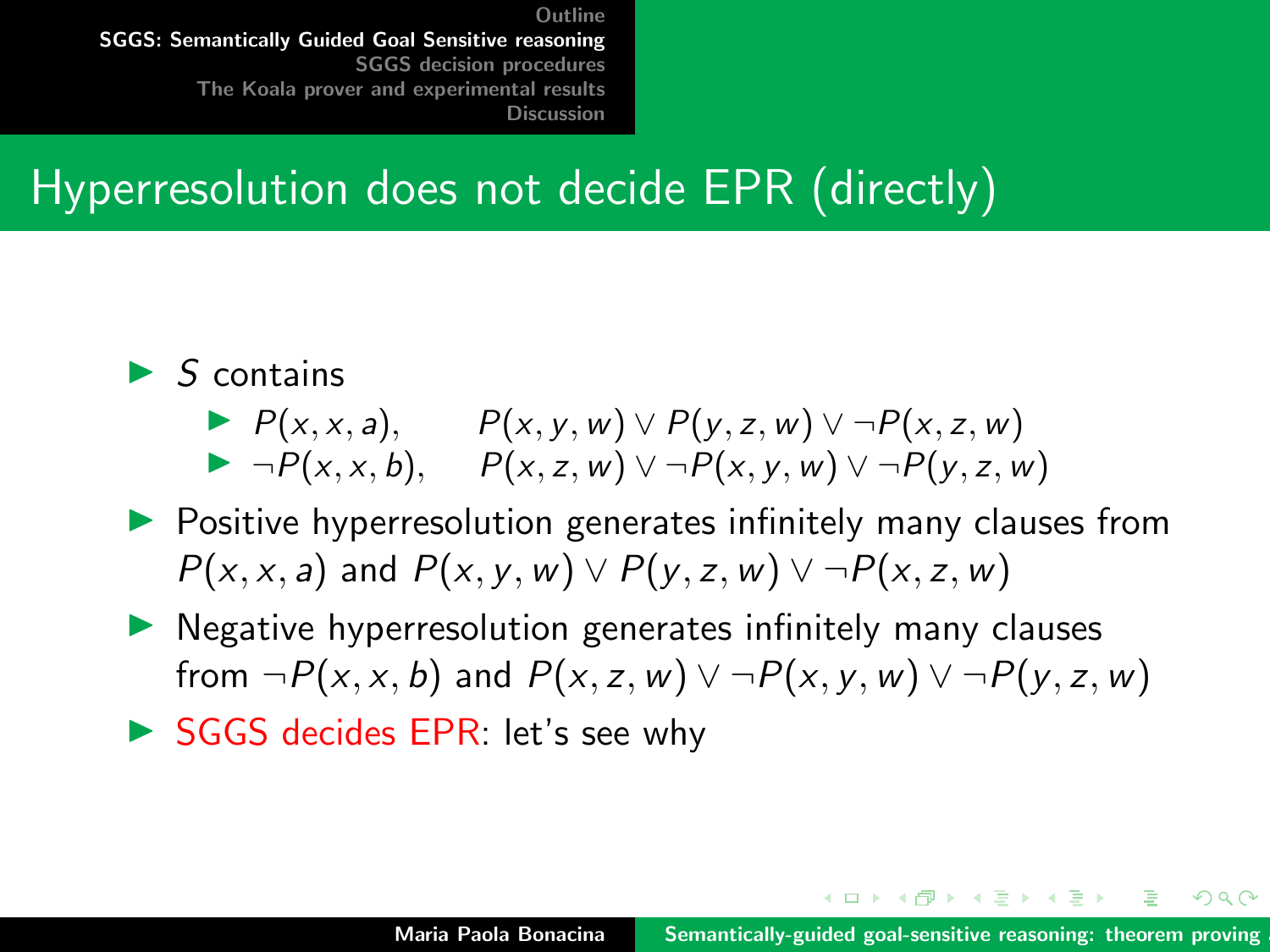## Hyperresolution does not decide EPR (directly)

- $S$ contains
  - $P(x, x, a)$, $\quad P(x, y, w) \vee P(y, z, w) \vee \neg P(x, z, w)$
  - $\neg P(x, x, b)$, $\quad P(x, z, w) \vee \neg P(x, y, w) \vee \neg P(y, z, w)$
- Positive hyperresolution generates infinitely many clauses from $P(x, x, a)$ and $P(x, y, w) \vee P(y, z, w) \vee \neg P(x, z, w)$
- Negative hyperresolution generates infinitely many clauses from $\neg P(x, x, b)$ and $P(x, z, w) \vee \neg P(x, y, w) \vee \neg P(y, z, w)$
- SGGS decides EPR: let's see why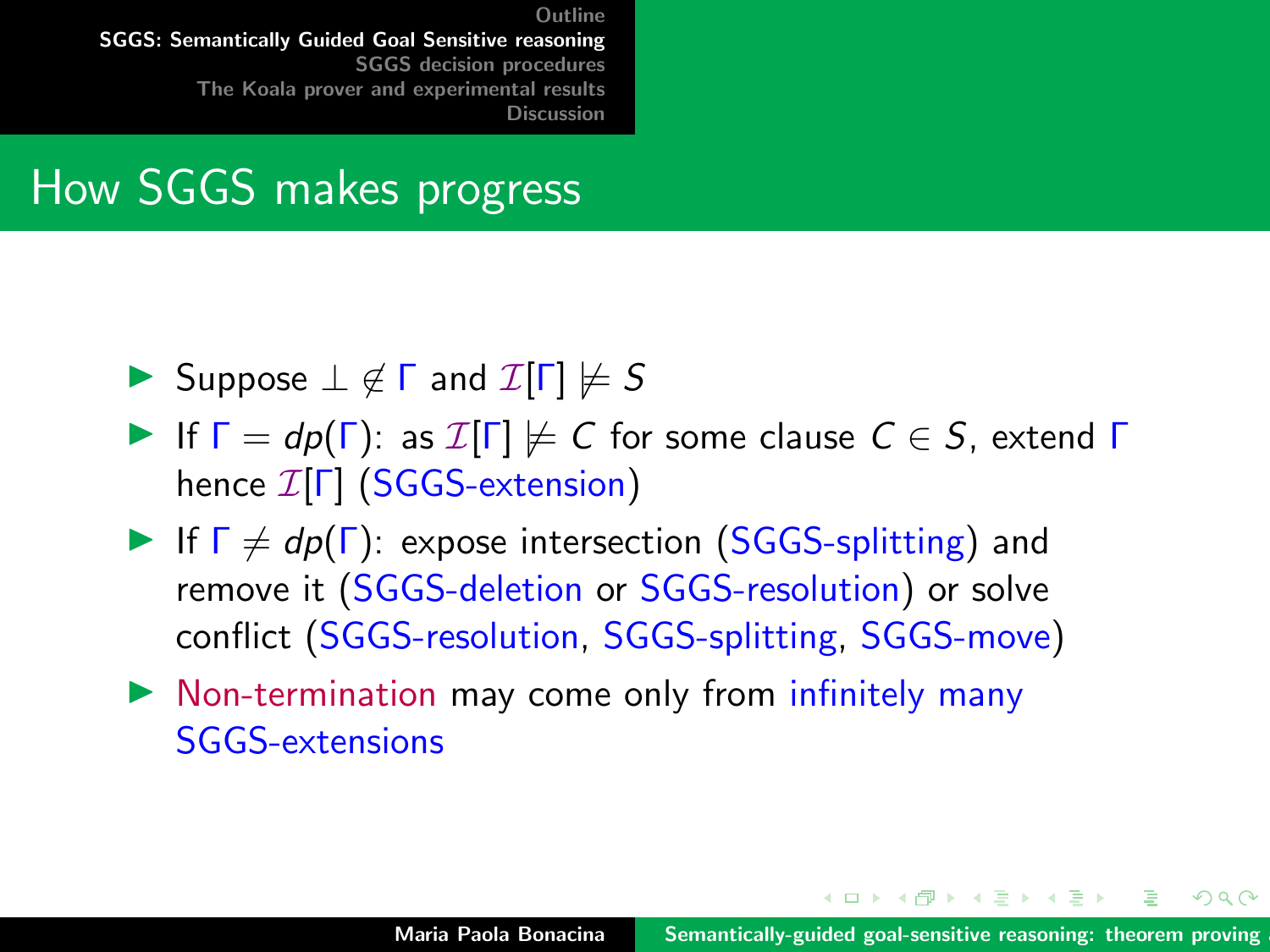## How SGGS makes progress

- Suppose $\bot \notin \Gamma$ and $\mathcal{I}[\Gamma] \not\models S$
- If $\Gamma = dp(\Gamma)$: as $\mathcal{I}[\Gamma] \not\models C$ for some clause $C \in S$, extend $\Gamma$ hence $\mathcal{I}[\Gamma]$ (SGGS-extension)
- If $\Gamma \neq dp(\Gamma)$: expose intersection (SGGS-splitting) and remove it (SGGS-deletion or SGGS-resolution) or solve conflict (SGGS-resolution, SGGS-splitting, SGGS-move)
- Non-termination may come only from infinitely many SGGS-extensions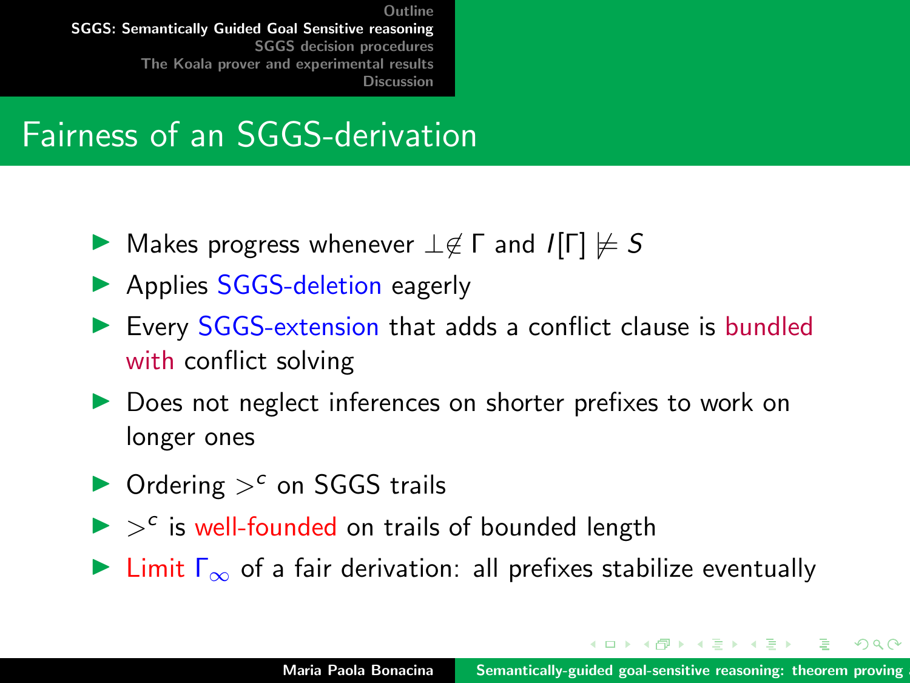# Fairness of an SGGS-derivation

- Makes progress whenever $\bot \notin \Gamma$ and $I[\Gamma] \not\models S$
- Applies SGGS-deletion eagerly
- Every SGGS-extension that adds a conflict clause is bundled with conflict solving
- Does not neglect inferences on shorter prefixes to work on longer ones
- Ordering $>^c$ on SGGS trails
- $>^c$ is well-founded on trails of bounded length
- Limit $\Gamma_\infty$ of a fair derivation: all prefixes stabilize eventually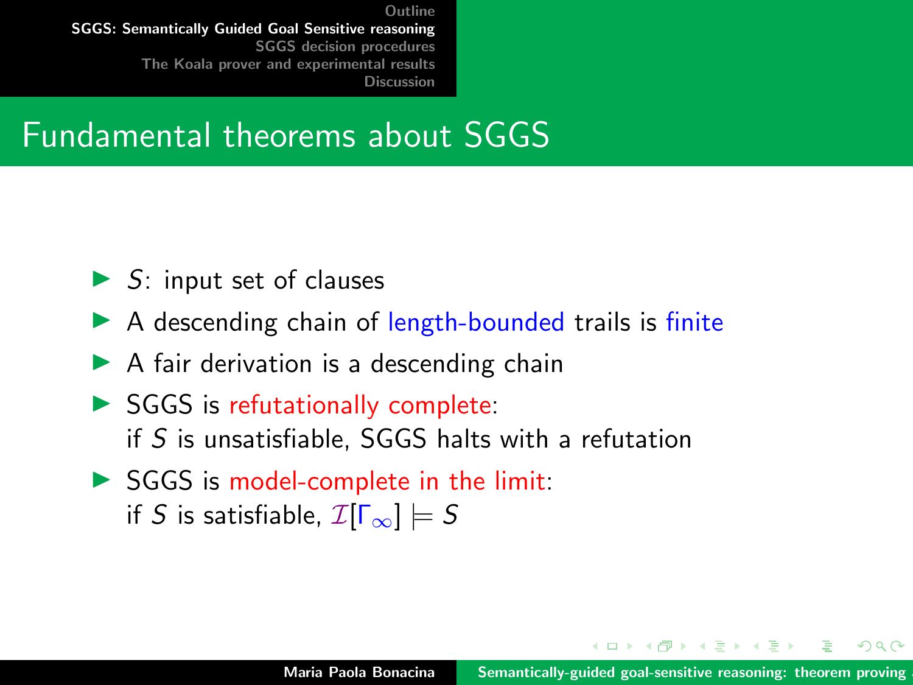# Fundamental theorems about SGGS

- $S$: input set of clauses
- A descending chain of length-bounded trails is finite
- A fair derivation is a descending chain
- SGGS is refutationally complete:
  if $S$ is unsatisfiable, SGGS halts with a refutation
- SGGS is model-complete in the limit:
  if $S$ is satisfiable, $\mathcal{I}[\Gamma_\infty] \models S$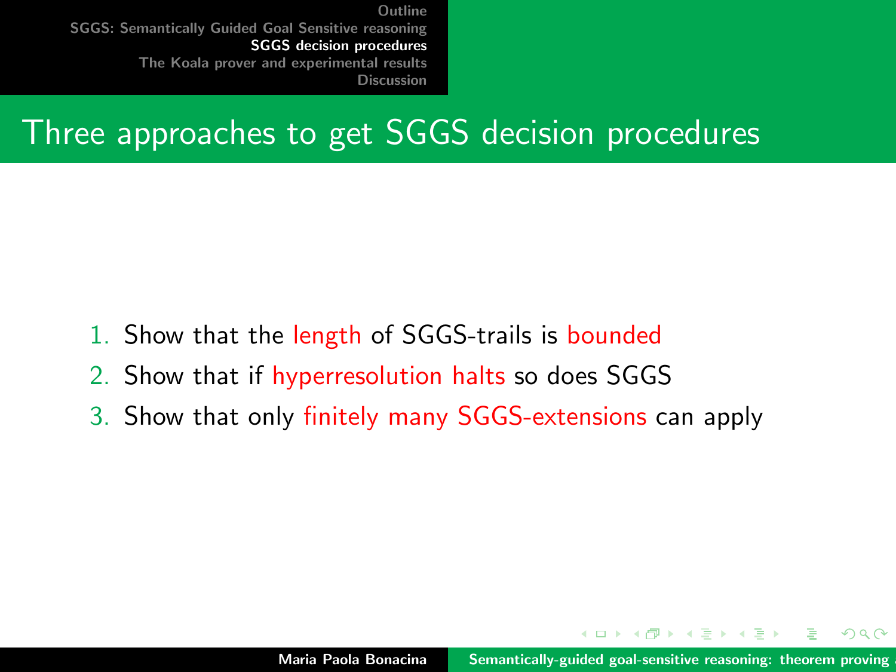# Three approaches to get SGGS decision procedures

1. Show that the length of SGGS-trails is bounded
2. Show that if hyperresolution halts so does SGGS
3. Show that only finitely many SGGS-extensions can apply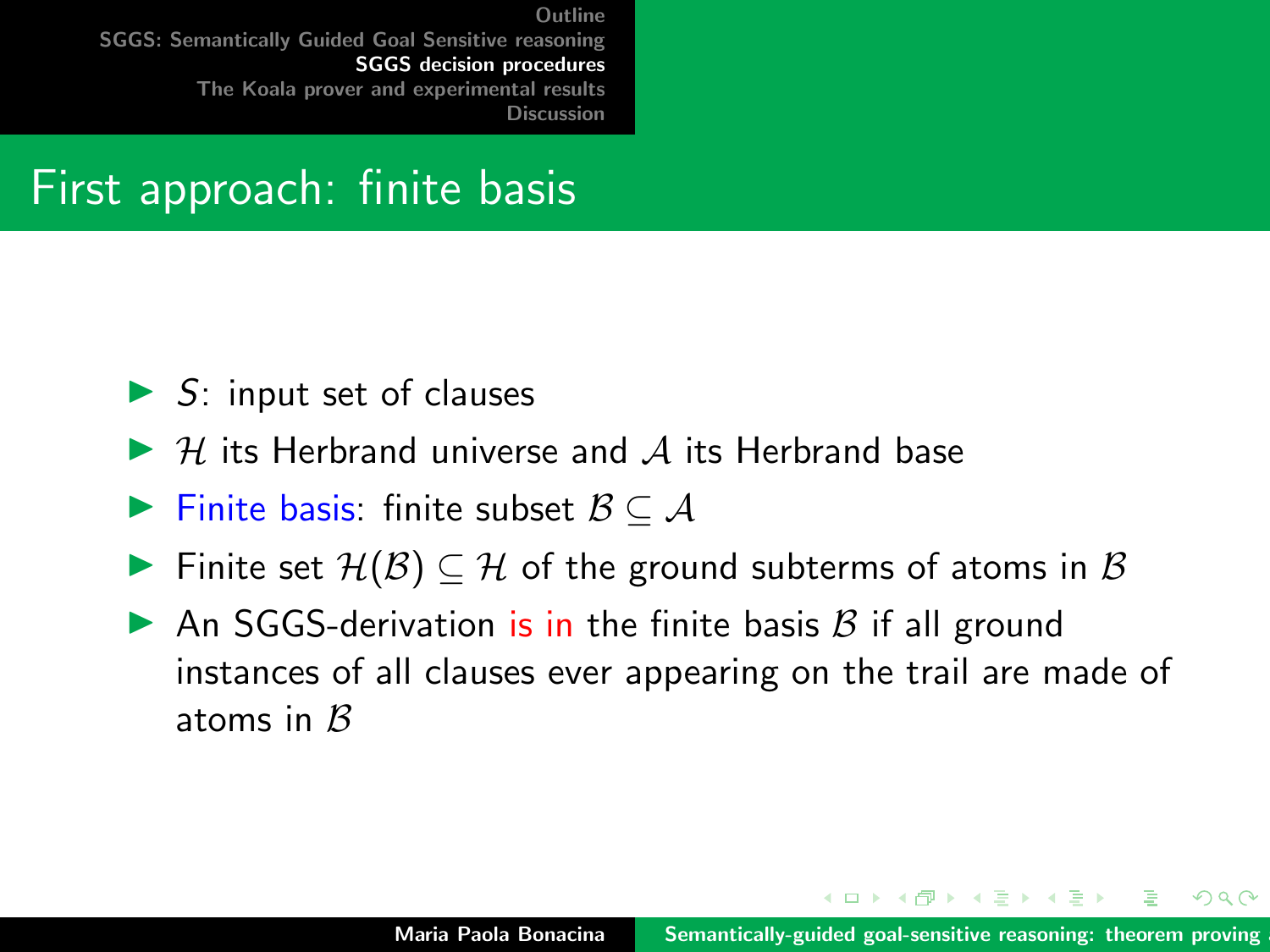# First approach: finite basis

- $S$: input set of clauses
- $\mathcal{H}$ its Herbrand universe and $\mathcal{A}$ its Herbrand base
- Finite basis: finite subset $\mathcal{B} \subseteq \mathcal{A}$
- Finite set $\mathcal{H}(\mathcal{B}) \subseteq \mathcal{H}$ of the ground subterms of atoms in $\mathcal{B}$
- An SGGS-derivation is in the finite basis $\mathcal{B}$ if all ground instances of all clauses ever appearing on the trail are made of atoms in $\mathcal{B}$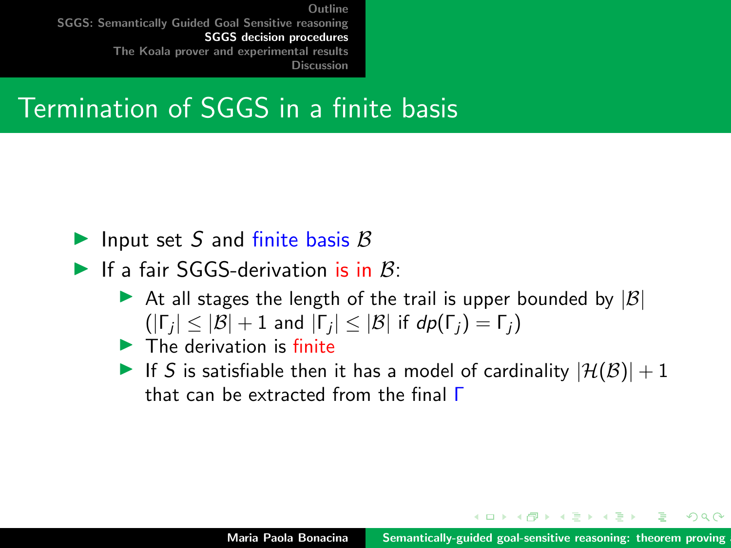# Termination of SGGS in a finite basis

- Input set $S$ and finite basis $\mathcal{B}$
- If a fair SGGS-derivation is in $\mathcal{B}$:
  - At all stages the length of the trail is upper bounded by $|\mathcal{B}|$ ($|\Gamma_j| \leq |\mathcal{B}| + 1$ and $|\Gamma_j| \leq |\mathcal{B}|$ if $dp(\Gamma_j) = \Gamma_j$)
  - The derivation is finite
  - If $S$ is satisfiable then it has a model of cardinality $|\mathcal{H}(\mathcal{B})| + 1$ that can be extracted from the final $\Gamma$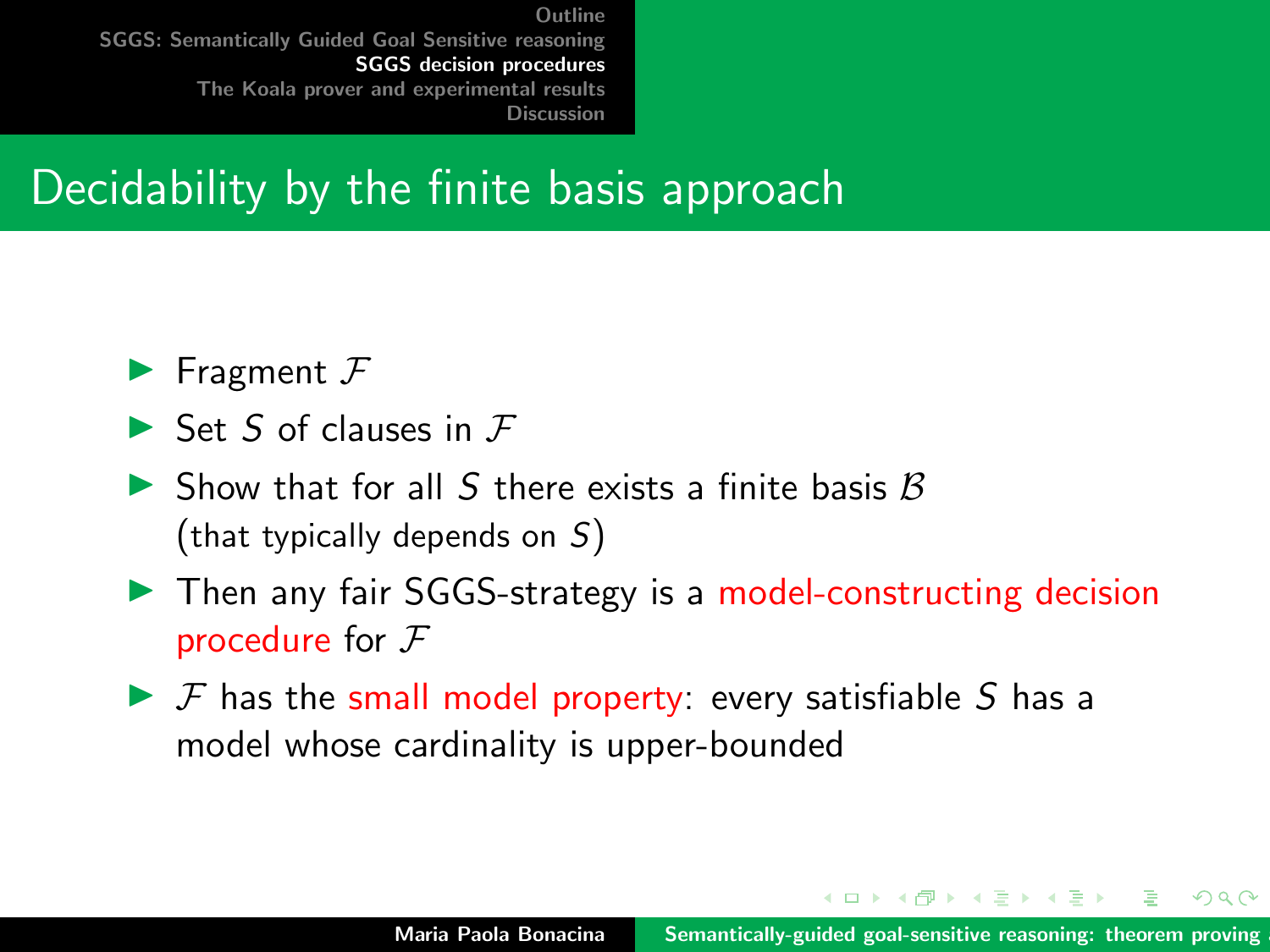# Decidability by the finite basis approach

- Fragment $\mathcal{F}$
- Set $S$ of clauses in $\mathcal{F}$
- Show that for all $S$ there exists a finite basis $\mathcal{B}$ (that typically depends on $S$)
- Then any fair SGGS-strategy is a model-constructing decision procedure for $\mathcal{F}$
- $\mathcal{F}$ has the small model property: every satisfiable $S$ has a model whose cardinality is upper-bounded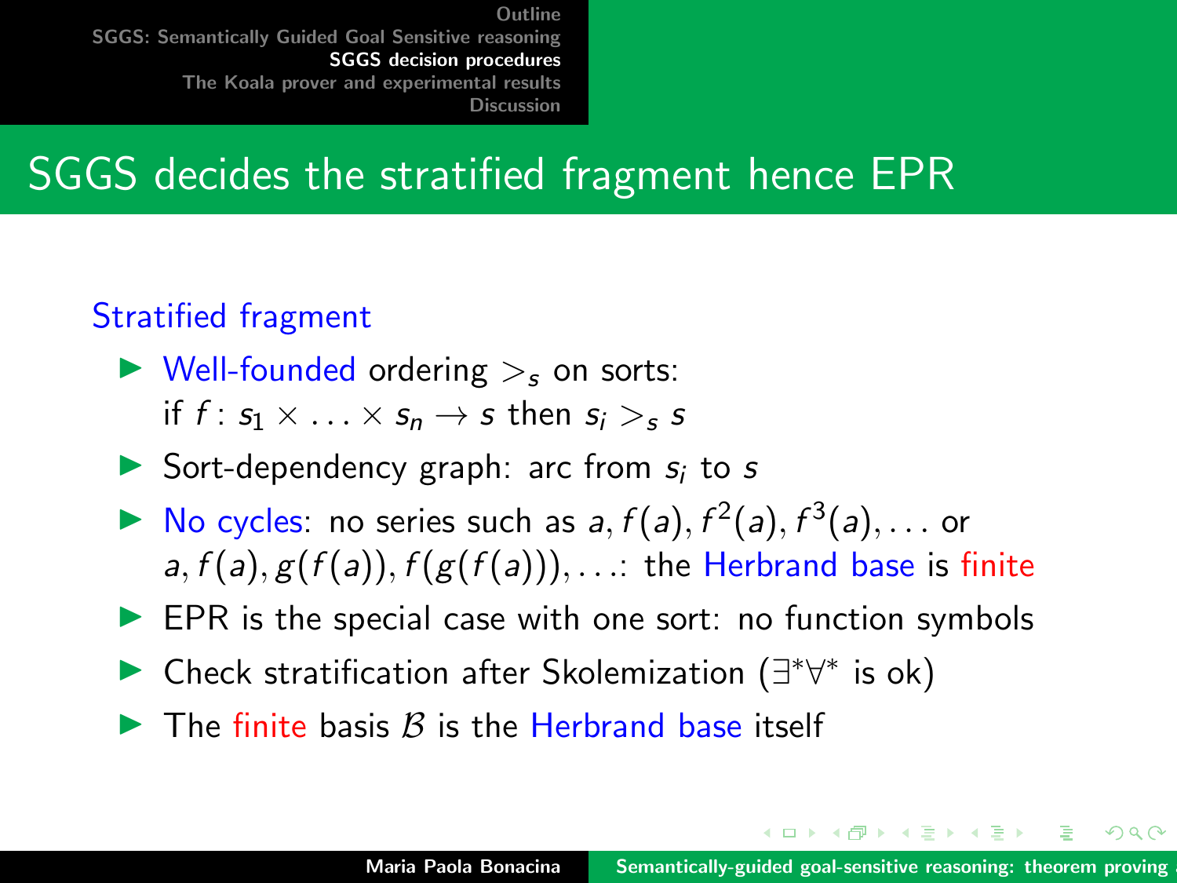# SGGS decides the stratified fragment hence EPR

## Stratified fragment

- Well-founded ordering $>_s$ on sorts:
  if $f : s_1 \times \ldots \times s_n \rightarrow s$ then $s_i >_s s$
- Sort-dependency graph: arc from $s_i$ to $s$
- No cycles: no series such as $a, f(a), f^2(a), f^3(a), \ldots$ or $a, f(a), g(f(a)), f(g(f(a))), \ldots$: the Herbrand base is finite
- EPR is the special case with one sort: no function symbols
- Check stratification after Skolemization ($\exists^*\forall^*$ is ok)
- The finite basis $\mathcal{B}$ is the Herbrand base itself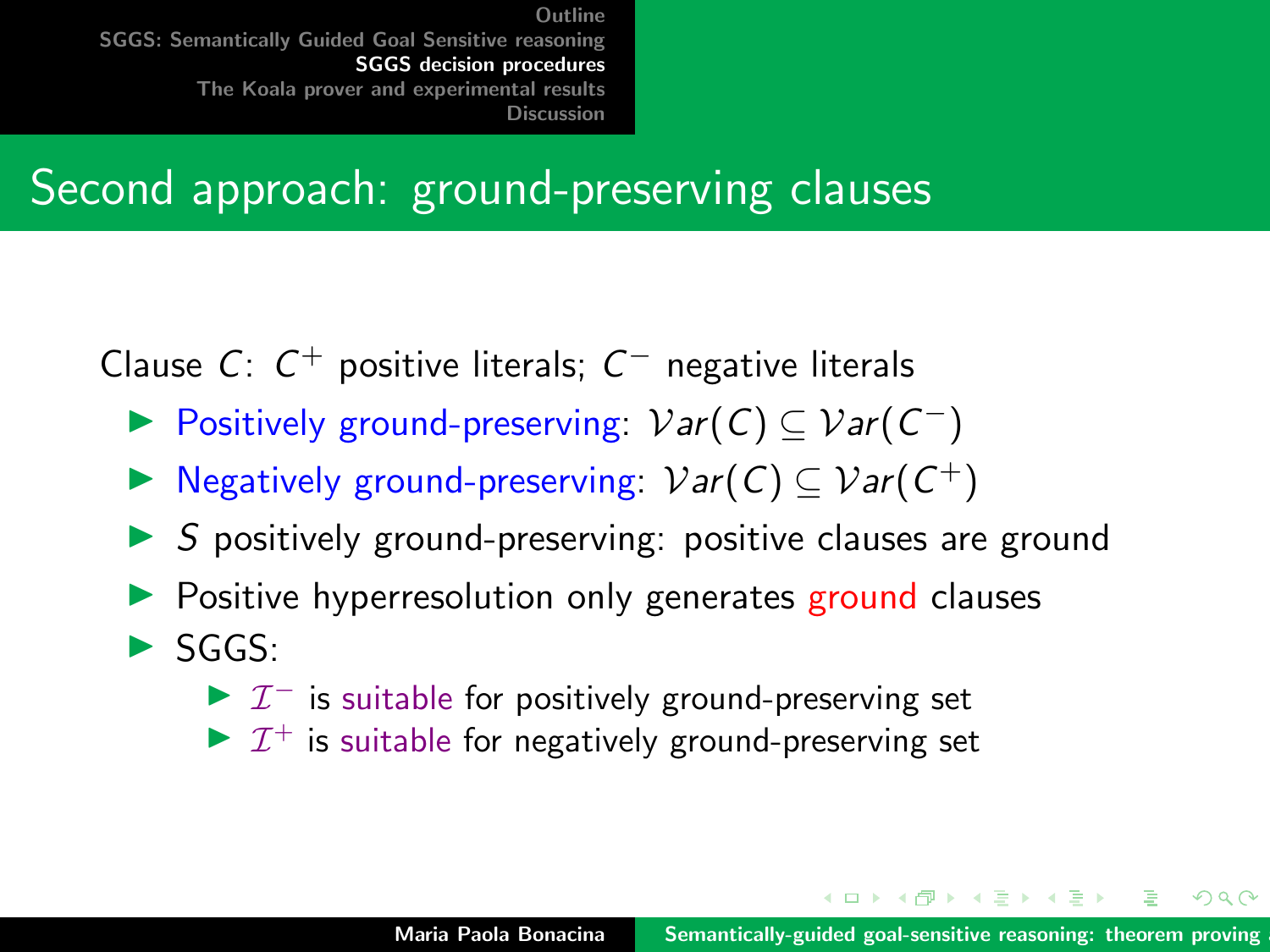## Second approach: ground-preserving clauses

Clause $C$: $C^+$ positive literals; $C^-$ negative literals

- Positively ground-preserving: $\mathcal{V}ar(C) \subseteq \mathcal{V}ar(C^-)$
- Negatively ground-preserving: $\mathcal{V}ar(C) \subseteq \mathcal{V}ar(C^+)$
- $S$ positively ground-preserving: positive clauses are ground
- Positive hyperresolution only generates ground clauses
- SGGS:
  - $\mathcal{I}^-$ is suitable for positively ground-preserving set
  - $\mathcal{I}^+$ is suitable for negatively ground-preserving set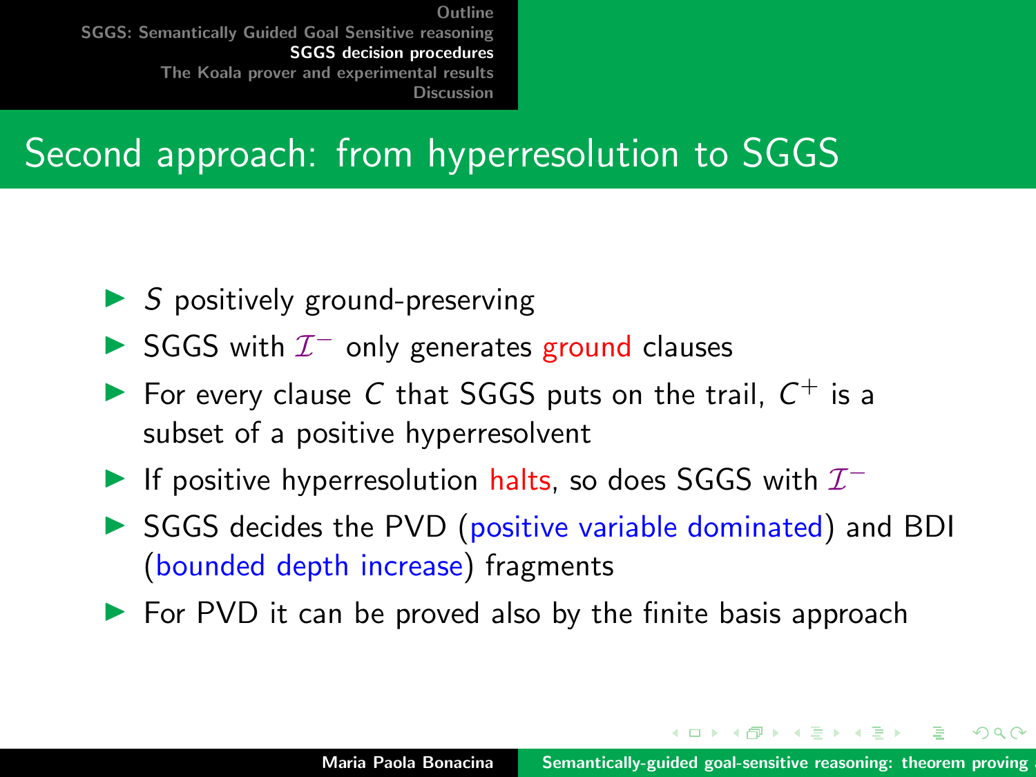## Second approach: from hyperresolution to SGGS

- $S$ positively ground-preserving
- SGGS with $\mathcal{I}^-$ only generates ground clauses
- For every clause $C$ that SGGS puts on the trail, $C^+$ is a subset of a positive hyperresolvent
- If positive hyperresolution halts, so does SGGS with $\mathcal{I}^-$
- SGGS decides the PVD (positive variable dominated) and BDI (bounded depth increase) fragments
- For PVD it can be proved also by the finite basis approach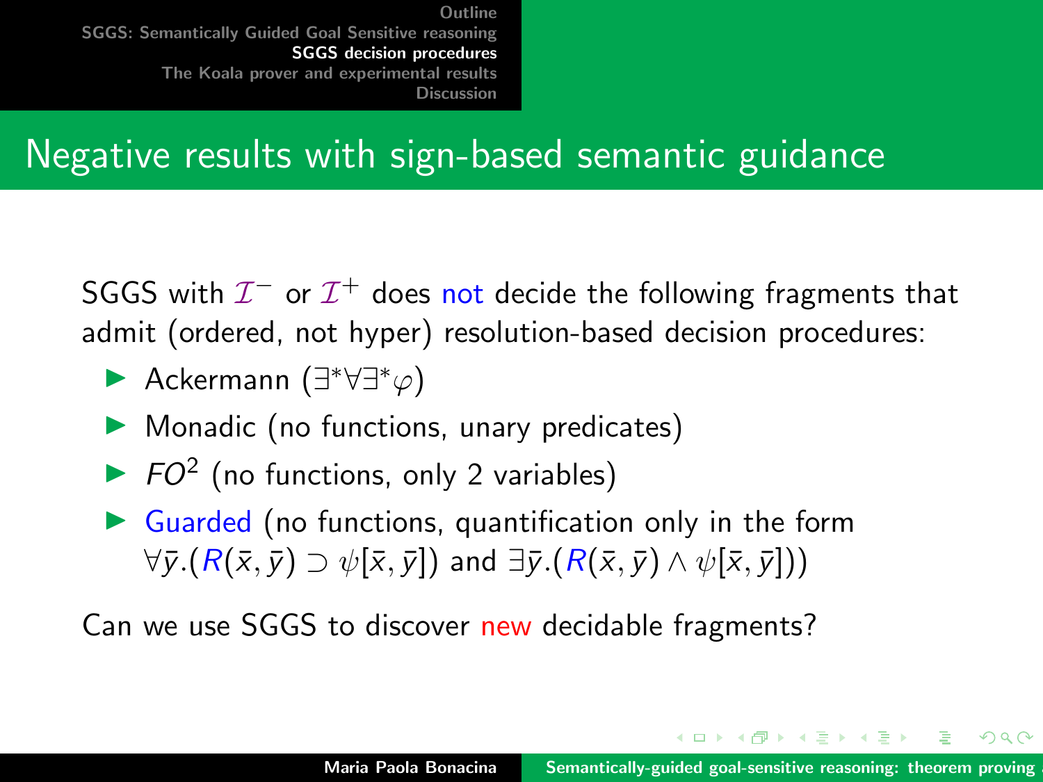# Negative results with sign-based semantic guidance

SGGS with $\mathcal{I}^-$ or $\mathcal{I}^+$ does not decide the following fragments that admit (ordered, not hyper) resolution-based decision procedures:

- Ackermann ($\exists^*\forall\exists^*\varphi$)
- Monadic (no functions, unary predicates)
- $FO^2$ (no functions, only 2 variables)
- Guarded (no functions, quantification only in the form $\forall\bar{y}.(R(\bar{x},\bar{y}) \supset \psi[\bar{x},\bar{y}])$ and $\exists\bar{y}.(R(\bar{x},\bar{y}) \wedge \psi[\bar{x},\bar{y}])$)

Can we use SGGS to discover new decidable fragments?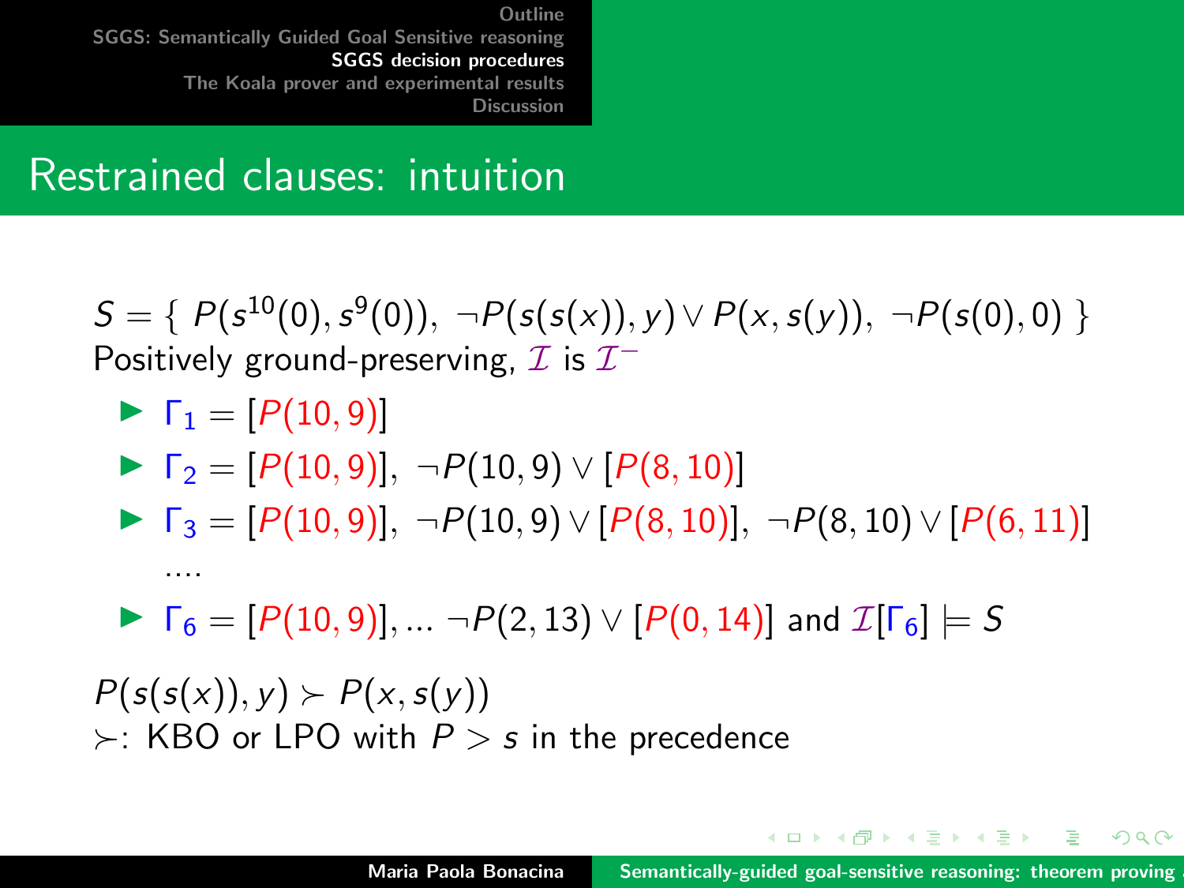## Restrained clauses: intuition

$S = \{ P(s^{10}(0), s^9(0)),\ \neg P(s(s(x)), y) \vee P(x, s(y)),\ \neg P(s(0), 0) \}$
Positively ground-preserving, $\mathcal{I}$ is $\mathcal{I}^-$

- $\Gamma_1 = [P(10, 9)]$
- $\Gamma_2 = [P(10, 9)],\ \neg P(10, 9) \vee [P(8, 10)]$
- $\Gamma_3 = [P(10, 9)],\ \neg P(10, 9) \vee [P(8, 10)],\ \neg P(8, 10) \vee [P(6, 11)]$

  ....
- $\Gamma_6 = [P(10, 9)], \ldots\ \neg P(2, 13) \vee [P(0, 14)]$ and $\mathcal{I}[\Gamma_6] \models S$

$P(s(s(x)), y) \succ P(x, s(y))$
$\succ$: KBO or LPO with $P > s$ in the precedence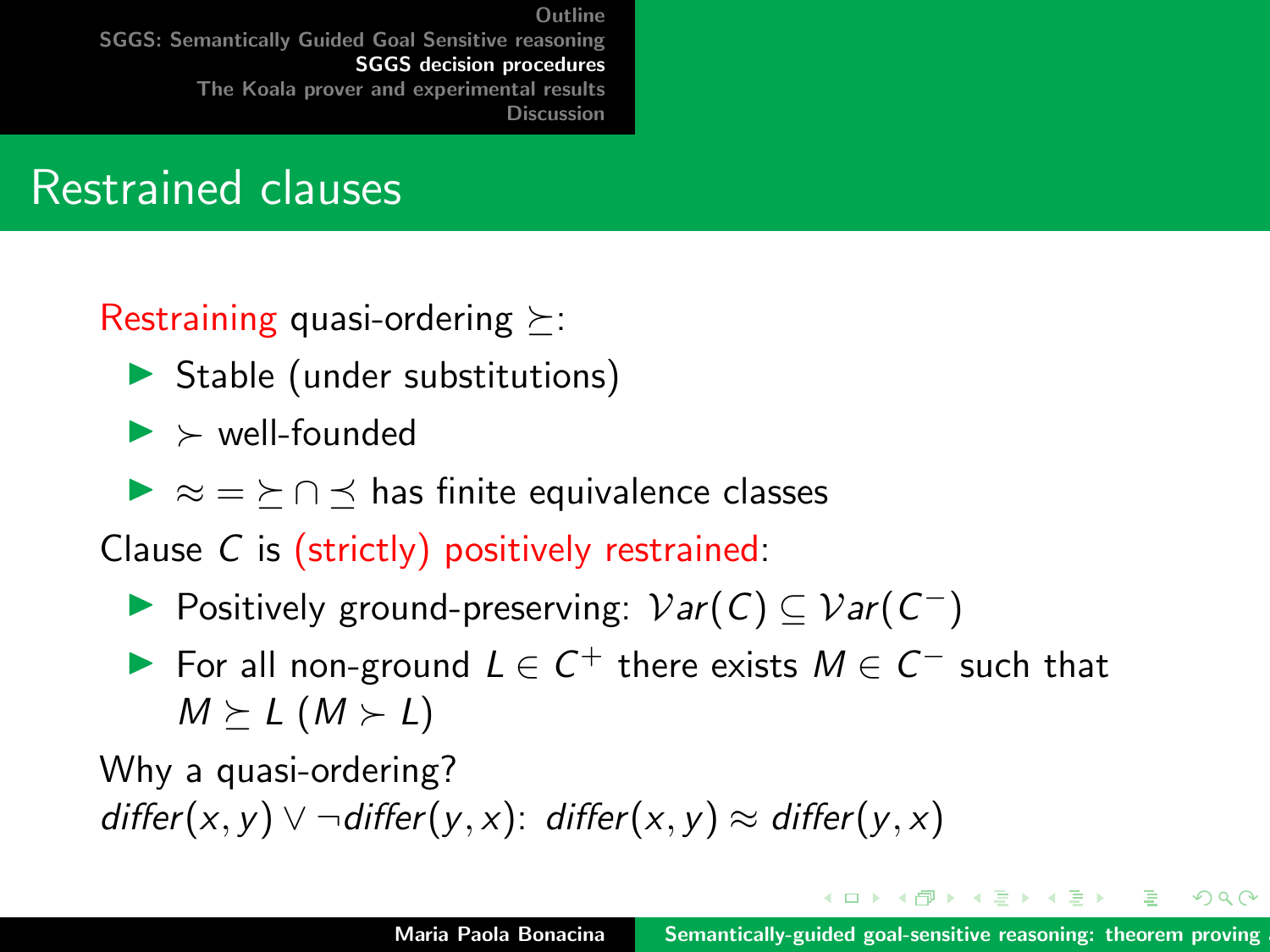# Restrained clauses

Restraining quasi-ordering $\succeq$:

- Stable (under substitutions)
- $\succ$ well-founded
- $\approx = \succeq \cap \preceq$ has finite equivalence classes

Clause $C$ is (strictly) positively restrained:

- Positively ground-preserving: $\mathcal{V}ar(C) \subseteq \mathcal{V}ar(C^-)$
- For all non-ground $L \in C^+$ there exists $M \in C^-$ such that $M \succeq L$ ($M \succ L$)

Why a quasi-ordering?
$differ(x, y) \vee \neg differ(y, x)$: $differ(x, y) \approx differ(y, x)$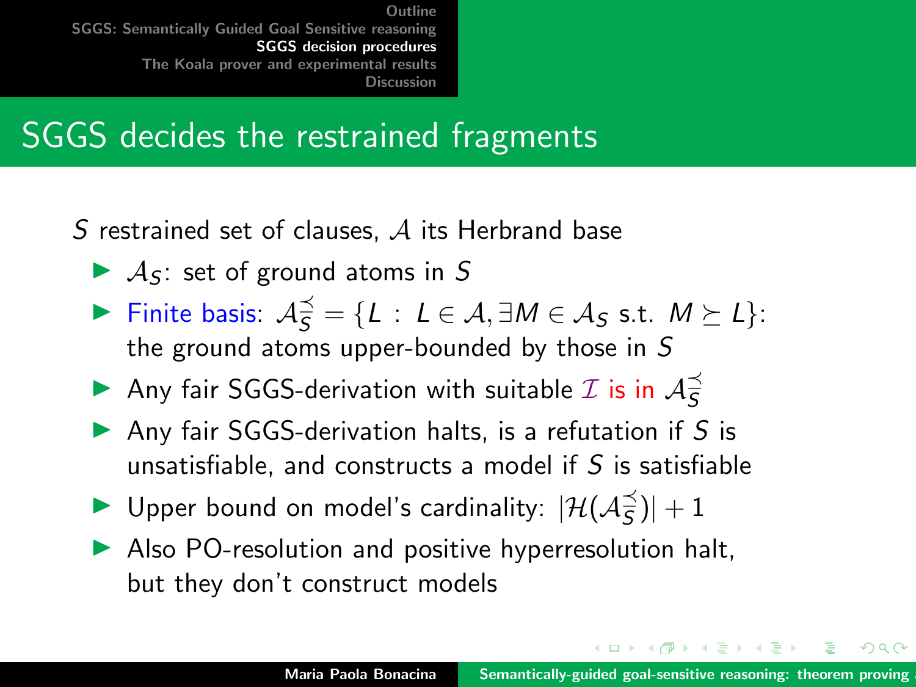# SGGS decides the restrained fragments

$S$ restrained set of clauses, $\mathcal{A}$ its Herbrand base

- $\mathcal{A}_S$: set of ground atoms in $S$
- Finite basis: $\mathcal{A}_S^{\preceq} = \{L \,:\, L \in \mathcal{A}, \exists M \in \mathcal{A}_S \text{ s.t. } M \succeq L\}$: the ground atoms upper-bounded by those in $S$
- Any fair SGGS-derivation with suitable $\mathcal{I}$ is in $\mathcal{A}_S^{\preceq}$
- Any fair SGGS-derivation halts, is a refutation if $S$ is unsatisfiable, and constructs a model if $S$ is satisfiable
- Upper bound on model's cardinality: $|\mathcal{H}(\mathcal{A}_S^{\preceq})| + 1$
- Also PO-resolution and positive hyperresolution halt, but they don't construct models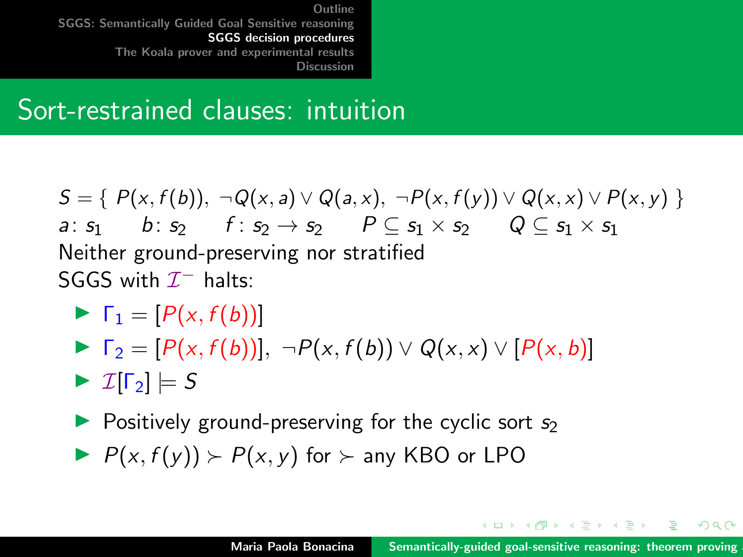## Sort-restrained clauses: intuition

$S = \{\ P(x, f(b)),\ \neg Q(x, a) \vee Q(a, x),\ \neg P(x, f(y)) \vee Q(x, x) \vee P(x, y)\ \}$

$a\colon s_1 \quad b\colon s_2 \quad f: s_2 \rightarrow s_2 \quad P \subseteq s_1 \times s_2 \quad Q \subseteq s_1 \times s_1$

Neither ground-preserving nor stratified

SGGS with $\mathcal{I}^-$ halts:

- $\Gamma_1 = [P(x, f(b))]$
- $\Gamma_2 = [P(x, f(b))],\ \neg P(x, f(b)) \vee Q(x, x) \vee [P(x, b)]$
- $\mathcal{I}[\Gamma_2] \models S$
- Positively ground-preserving for the cyclic sort $s_2$
- $P(x, f(y)) \succ P(x, y)$ for $\succ$ any KBO or LPO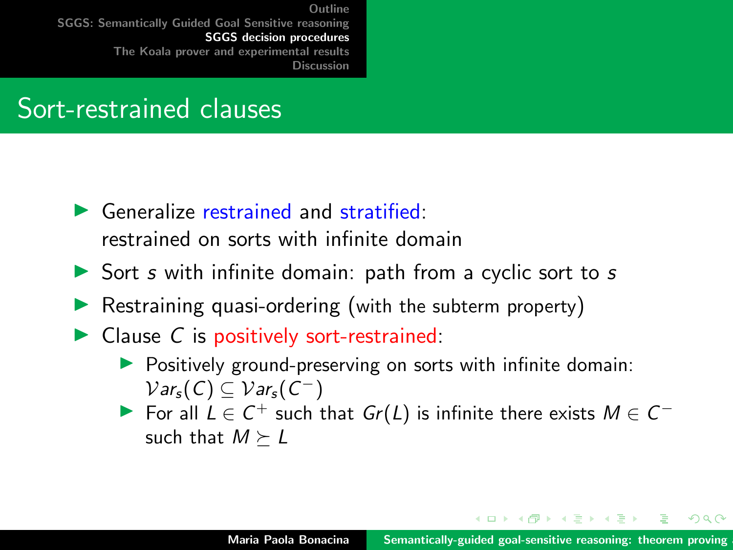## Sort-restrained clauses

- Generalize restrained and stratified: restrained on sorts with infinite domain
- Sort $s$ with infinite domain: path from a cyclic sort to $s$
- Restraining quasi-ordering (with the subterm property)
- Clause $C$ is positively sort-restrained:
  - Positively ground-preserving on sorts with infinite domain: $\mathcal{V}ar_s(C) \subseteq \mathcal{V}ar_s(C^-)$
  - For all $L \in C^+$ such that $Gr(L)$ is infinite there exists $M \in C^-$ such that $M \succeq L$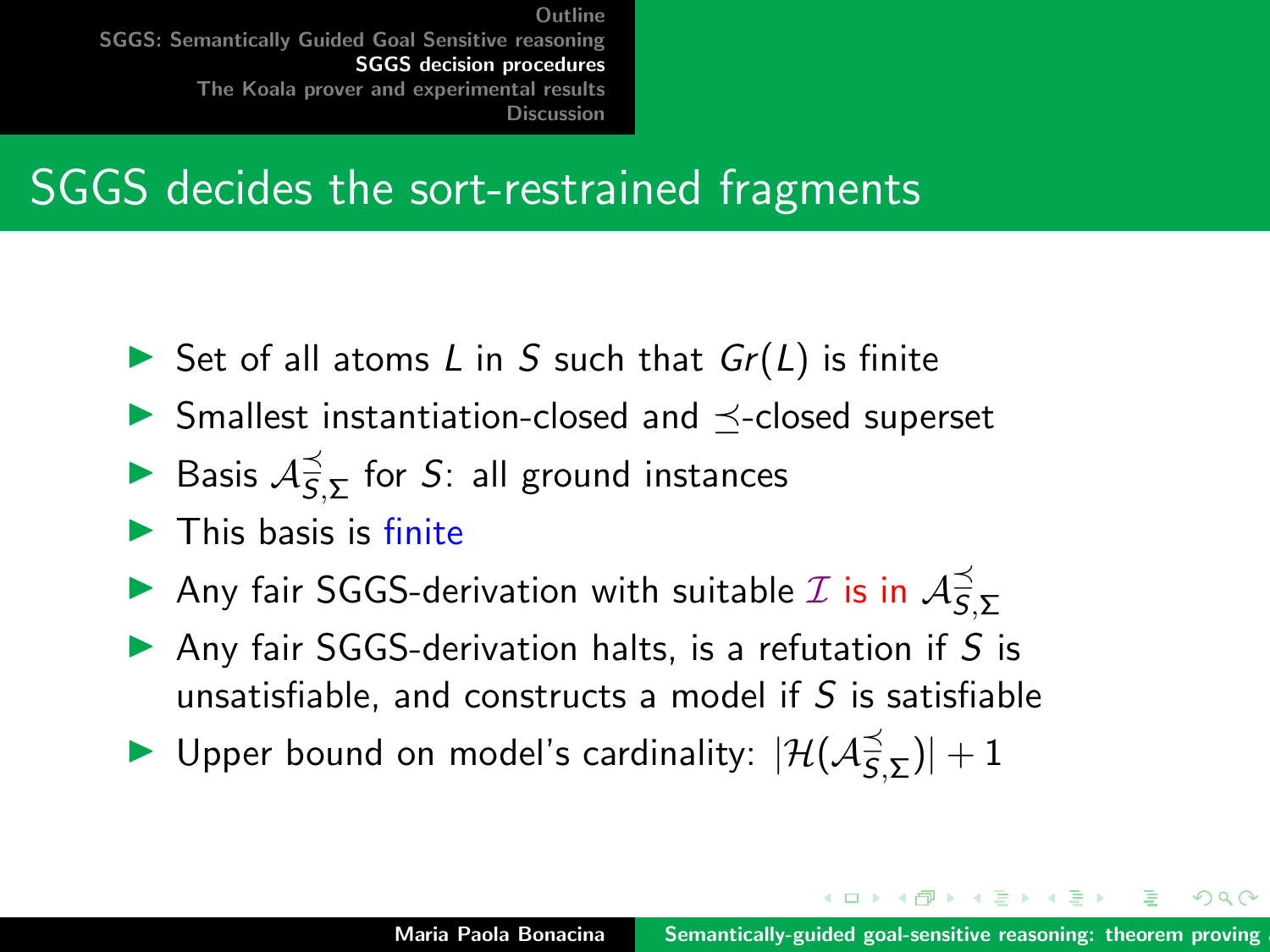## SGGS decides the sort-restrained fragments

- Set of all atoms $L$ in $S$ such that $Gr(L)$ is finite
- Smallest instantiation-closed and $\preceq$-closed superset
- Basis $\mathcal{A}^{\preceq}_{S,\Sigma}$ for $S$: all ground instances
- This basis is finite
- Any fair SGGS-derivation with suitable $\mathcal{I}$ is in $\mathcal{A}^{\preceq}_{S,\Sigma}$
- Any fair SGGS-derivation halts, is a refutation if $S$ is unsatisfiable, and constructs a model if $S$ is satisfiable
- Upper bound on model's cardinality: $|\mathcal{H}(\mathcal{A}^{\preceq}_{S,\Sigma})| + 1$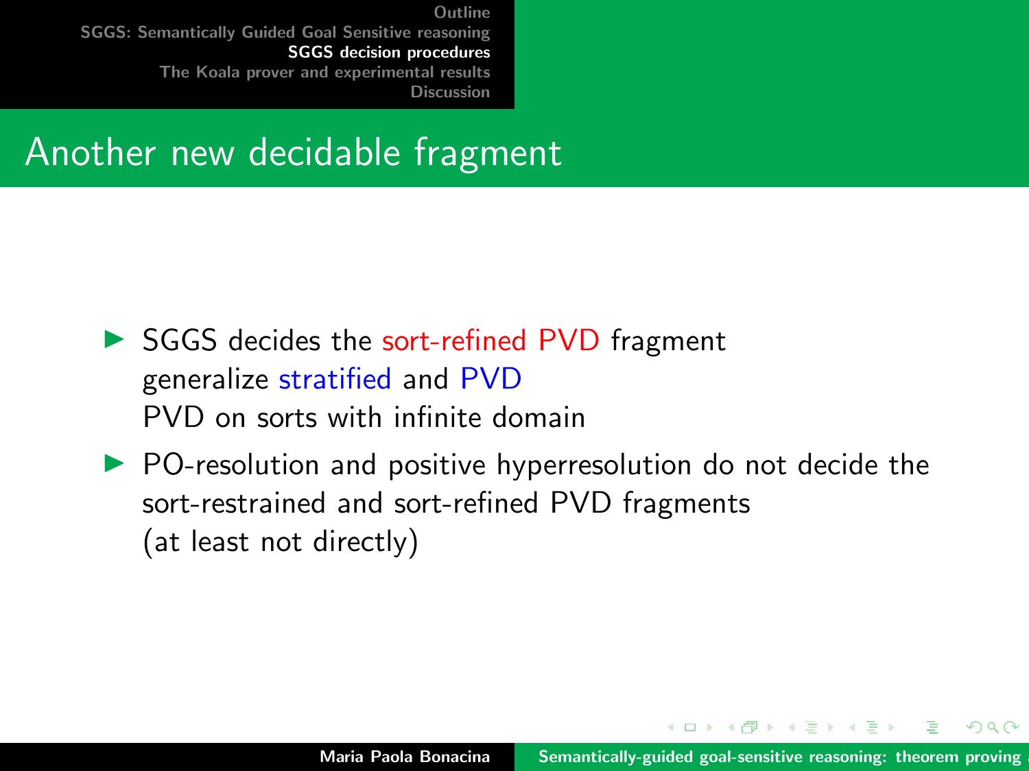# Another new decidable fragment

- SGGS decides the sort-refined PVD fragment
  generalize stratified and PVD
  PVD on sorts with infinite domain
- PO-resolution and positive hyperresolution do not decide the sort-restrained and sort-refined PVD fragments
  (at least not directly)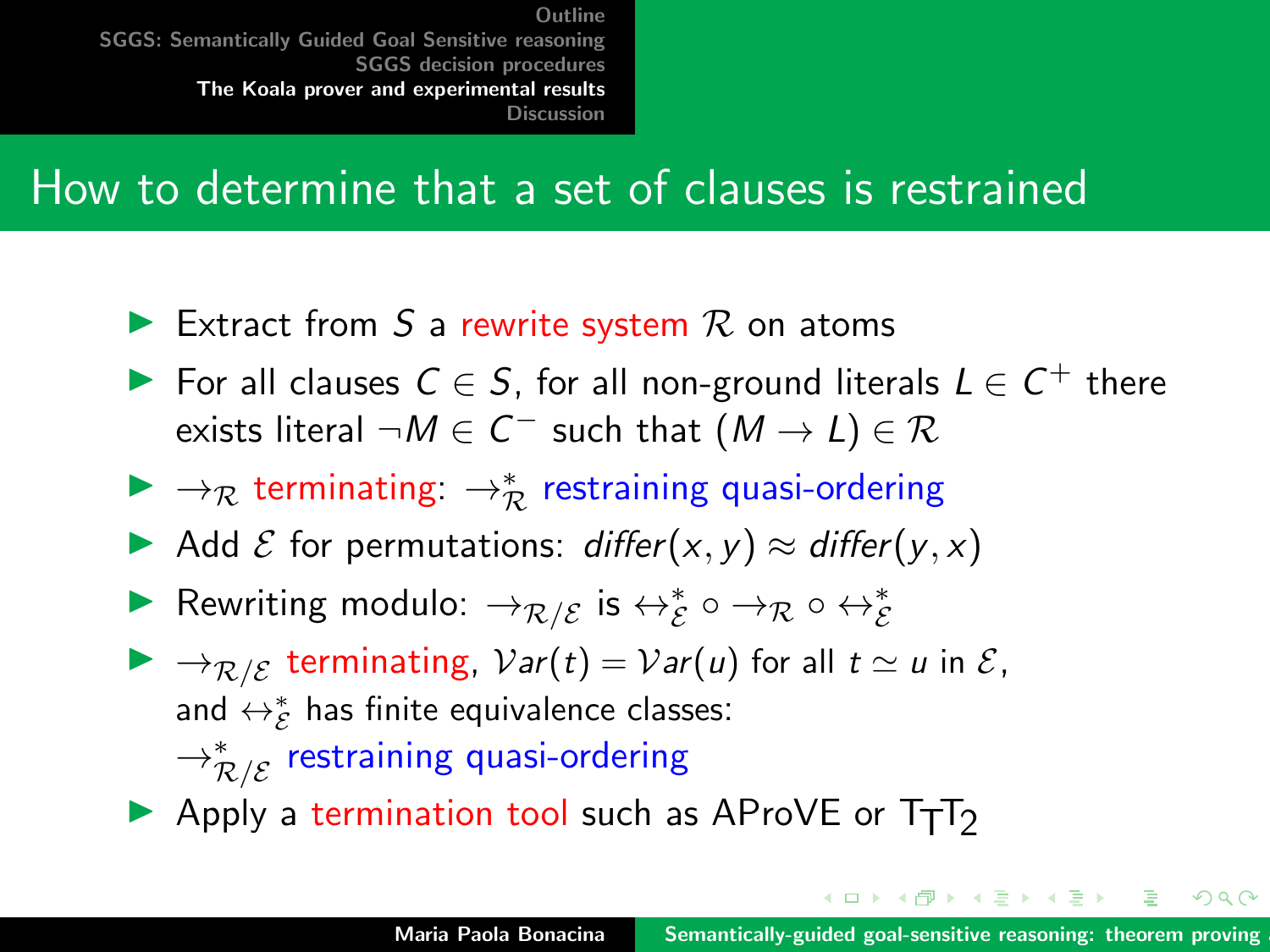# How to determine that a set of clauses is restrained

- Extract from $S$ a rewrite system $\mathcal{R}$ on atoms
- For all clauses $C \in S$, for all non-ground literals $L \in C^+$ there exists literal $\neg M \in C^-$ such that $(M \rightarrow L) \in \mathcal{R}$
- $\rightarrow_{\mathcal{R}}$ terminating: $\rightarrow^*_{\mathcal{R}}$ restraining quasi-ordering
- Add $\mathcal{E}$ for permutations: $differ(x, y) \approx differ(y, x)$
- Rewriting modulo: $\rightarrow_{\mathcal{R}/\mathcal{E}}$ is $\leftrightarrow^*_{\mathcal{E}} \circ \rightarrow_{\mathcal{R}} \circ \leftrightarrow^*_{\mathcal{E}}$
- $\rightarrow_{\mathcal{R}/\mathcal{E}}$ terminating, $\mathcal{V}ar(t) = \mathcal{V}ar(u)$ for all $t \simeq u$ in $\mathcal{E}$, and $\leftrightarrow^*_{\mathcal{E}}$ has finite equivalence classes: $\rightarrow^*_{\mathcal{R}/\mathcal{E}}$ restraining quasi-ordering
- Apply a termination tool such as AProVE or $\mathsf{T_TT_2}$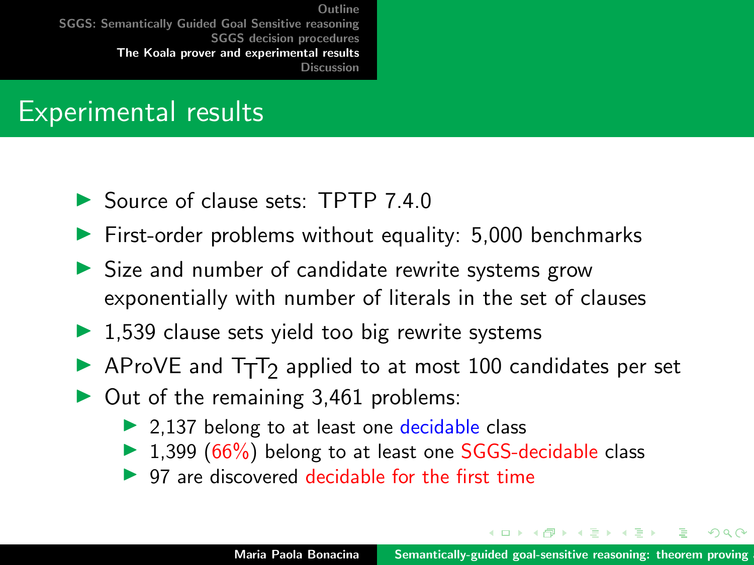## Experimental results

- Source of clause sets: TPTP 7.4.0
- First-order problems without equality: 5,000 benchmarks
- Size and number of candidate rewrite systems grow exponentially with number of literals in the set of clauses
- 1,539 clause sets yield too big rewrite systems
- AProVE and $\mathrm{T_TT_2}$ applied to at most 100 candidates per set
- Out of the remaining 3,461 problems:
  - 2,137 belong to at least one decidable class
  - 1,399 (66%) belong to at least one SGGS-decidable class
  - 97 are discovered decidable for the first time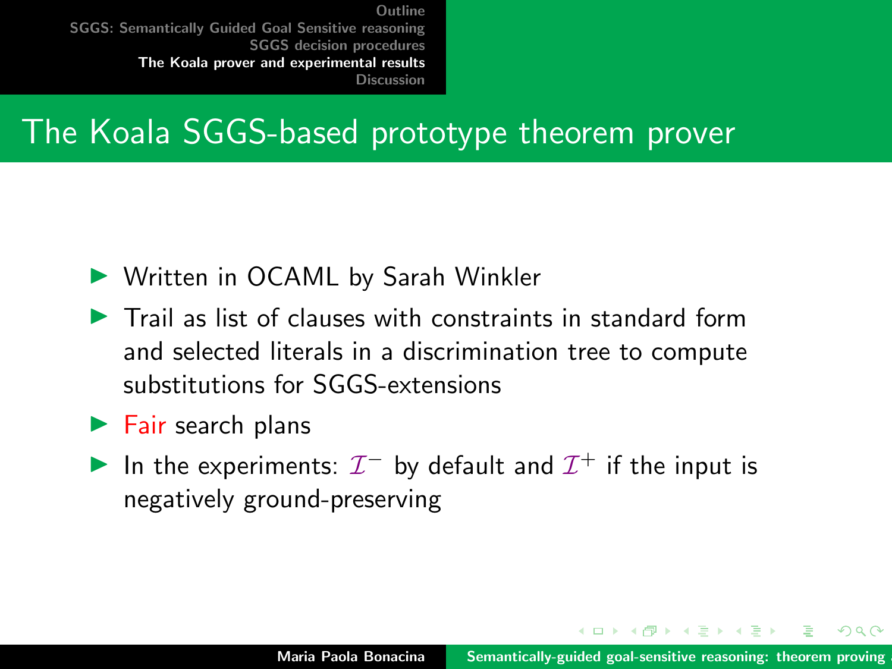# The Koala SGGS-based prototype theorem prover

- Written in OCAML by Sarah Winkler
- Trail as list of clauses with constraints in standard form and selected literals in a discrimination tree to compute substitutions for SGGS-extensions
- Fair search plans
- In the experiments: $\mathcal{I}^-$ by default and $\mathcal{I}^+$ if the input is negatively ground-preserving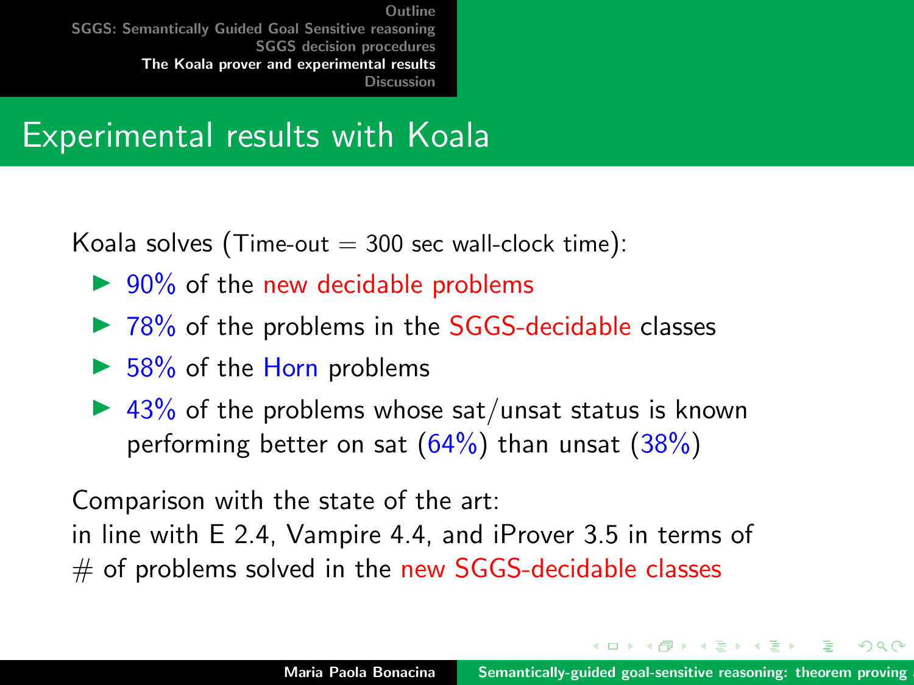# Experimental results with Koala

Koala solves (Time-out = 300 sec wall-clock time):

- 90% of the new decidable problems
- 78% of the problems in the SGGS-decidable classes
- 58% of the Horn problems
- 43% of the problems whose sat/unsat status is known performing better on sat (64%) than unsat (38%)

Comparison with the state of the art:
in line with E 2.4, Vampire 4.4, and iProver 3.5 in terms of # of problems solved in the new SGGS-decidable classes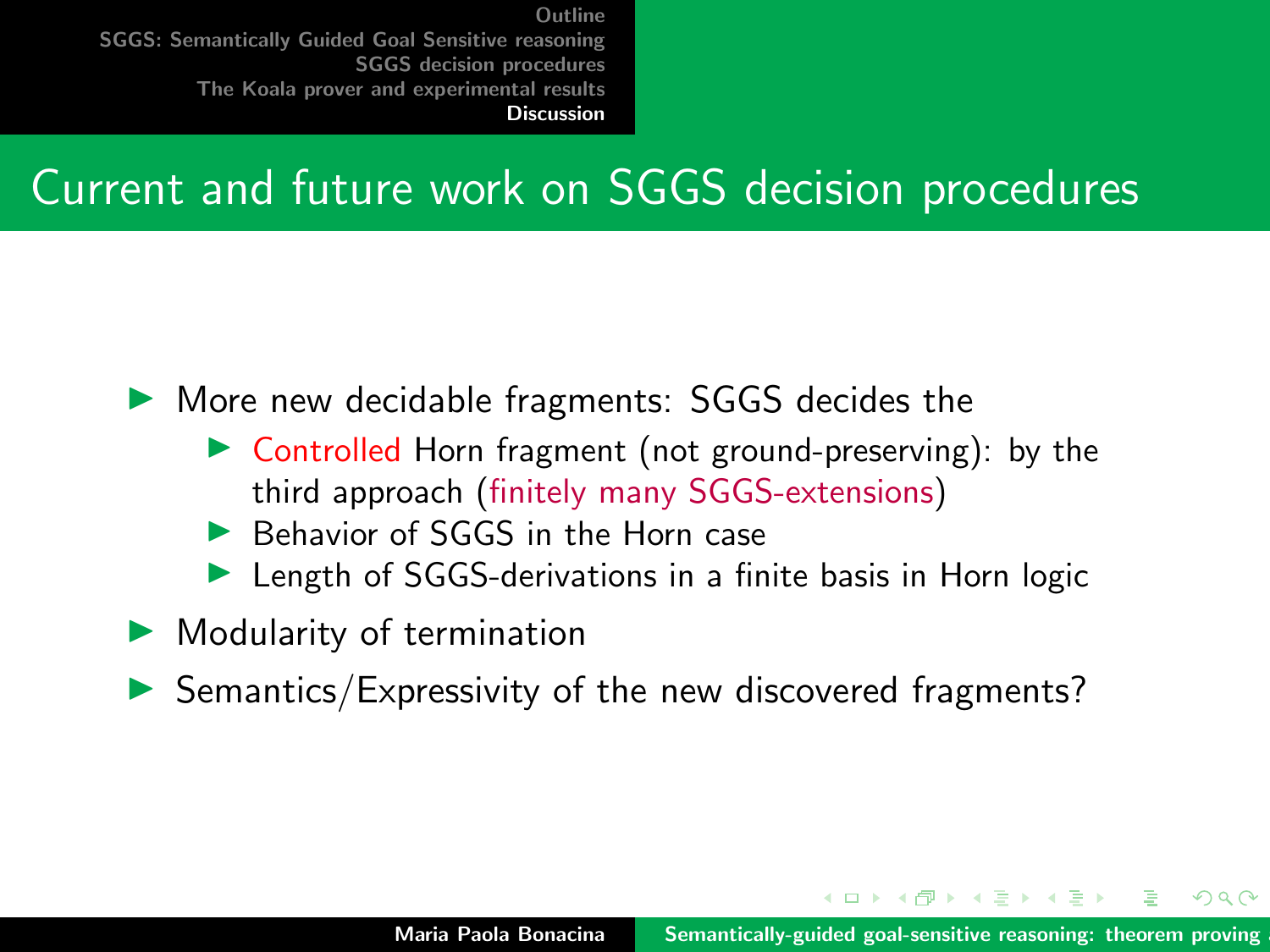## Current and future work on SGGS decision procedures

- More new decidable fragments: SGGS decides the
  - Controlled Horn fragment (not ground-preserving): by the third approach (finitely many SGGS-extensions)
  - Behavior of SGGS in the Horn case
  - Length of SGGS-derivations in a finite basis in Horn logic
- Modularity of termination
- Semantics/Expressivity of the new discovered fragments?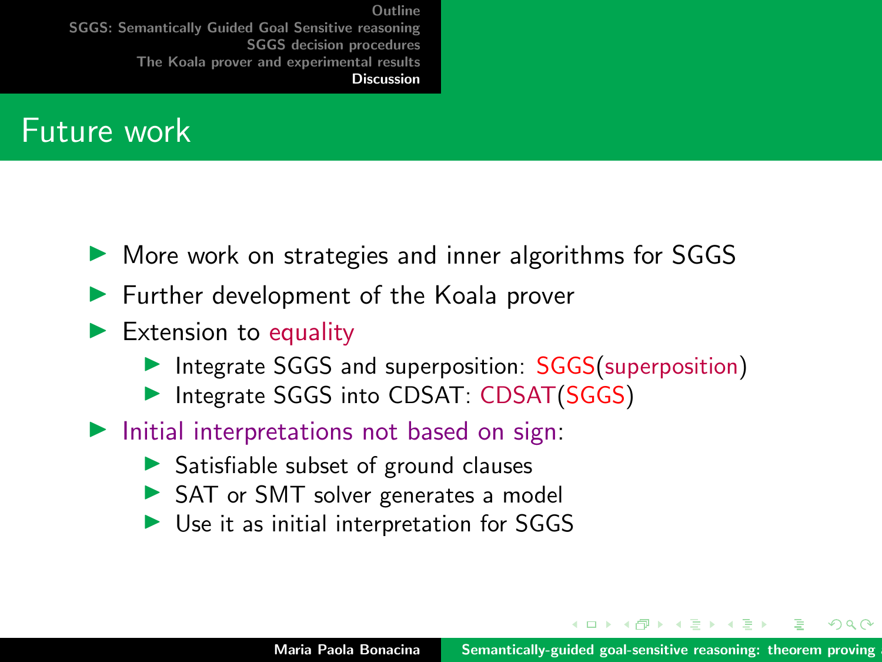## Future work

- More work on strategies and inner algorithms for SGGS
- Further development of the Koala prover
- Extension to equality
  - Integrate SGGS and superposition: SGGS(superposition)
  - Integrate SGGS into CDSAT: CDSAT(SGGS)
- Initial interpretations not based on sign:
  - Satisfiable subset of ground clauses
  - SAT or SMT solver generates a model
  - Use it as initial interpretation for SGGS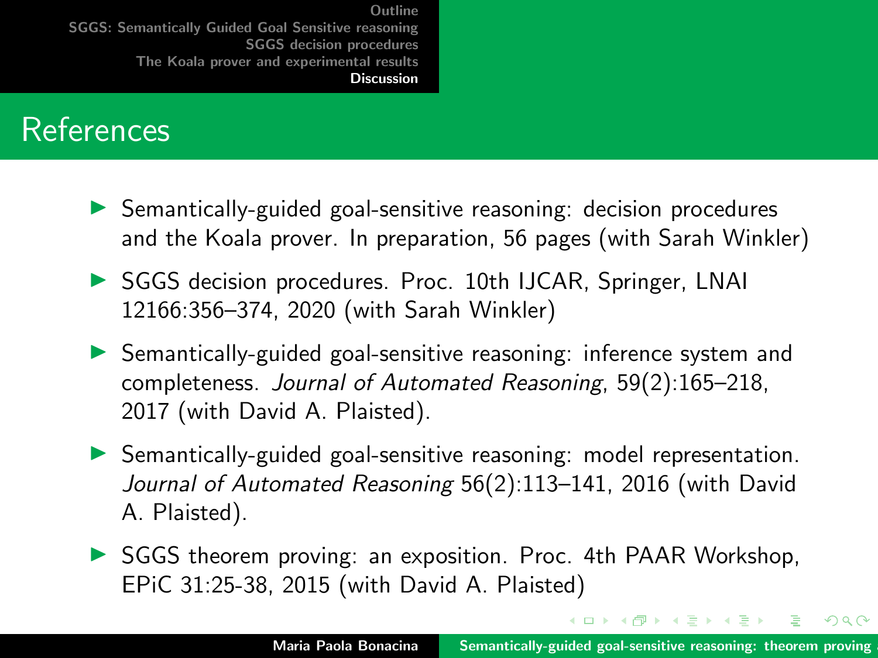## References

- Semantically-guided goal-sensitive reasoning: decision procedures and the Koala prover. In preparation, 56 pages (with Sarah Winkler)
- SGGS decision procedures. Proc. 10th IJCAR, Springer, LNAI 12166:356–374, 2020 (with Sarah Winkler)
- Semantically-guided goal-sensitive reasoning: inference system and completeness. *Journal of Automated Reasoning*, 59(2):165–218, 2017 (with David A. Plaisted).
- Semantically-guided goal-sensitive reasoning: model representation. *Journal of Automated Reasoning* 56(2):113–141, 2016 (with David A. Plaisted).
- SGGS theorem proving: an exposition. Proc. 4th PAAR Workshop, EPiC 31:25-38, 2015 (with David A. Plaisted)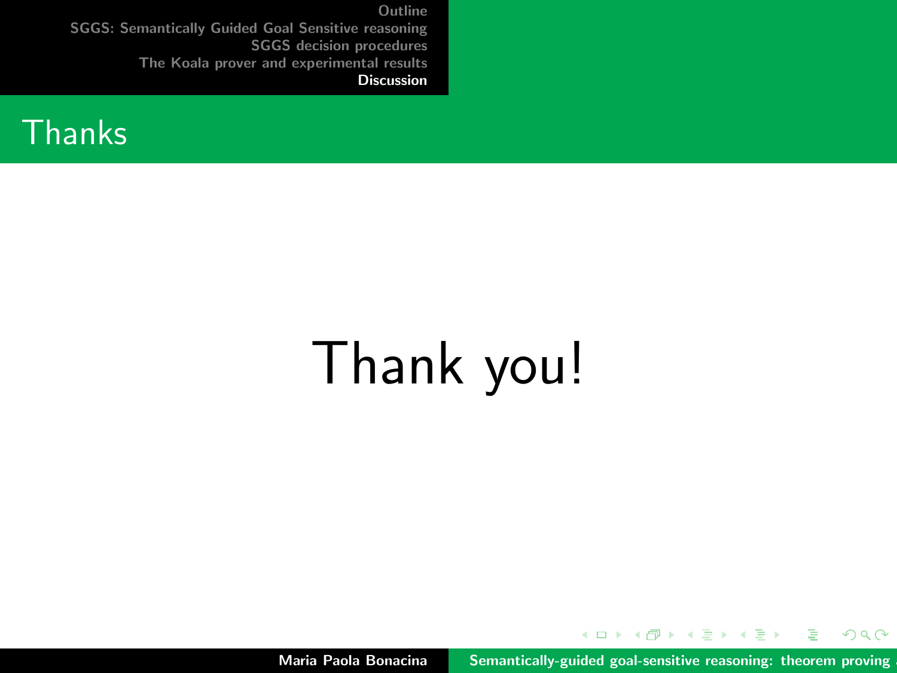# Thanks

Thank you!